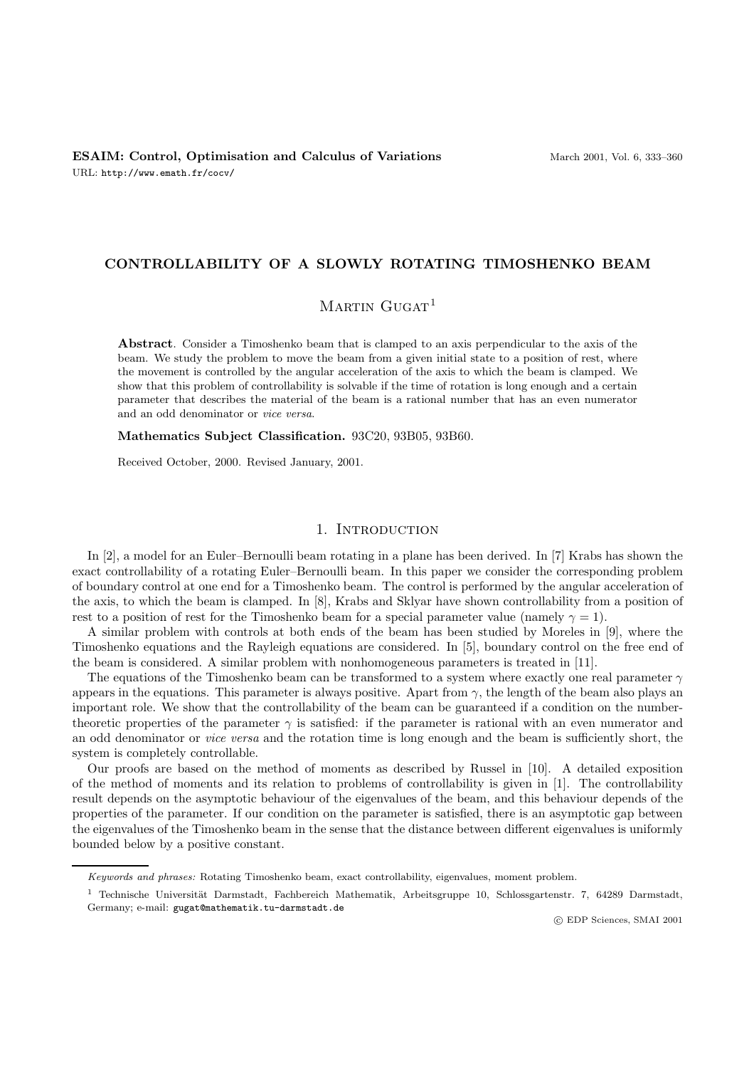**ESAIM: Control, Optimisation and Calculus of Variations**
URL: http://www.emath.fr/cocv/

# CONTROLLABILITY OF A SLOWLY ROTATING TIMOSHENKO BEAM

Martin Gugat[1]

**Abstract**. Consider a Timoshenko beam that is clamped to an axis perpendicular to the axis of the beam. We study the problem to move the beam from a given initial state to a position of rest, where the movement is controlled by the angular acceleration of the axis to which the beam is clamped. We show that this problem of controllability is solvable if the time of rotation is long enough and a certain parameter that describes the material of the beam is a rational number that has an even numerator and an odd denominator or *vice versa*.

**Mathematics Subject Classification.** 93C20, 93B05, 93B60.

Received October, 2000. Revised January, 2001.

## 1. Introduction

In [2], a model for an Euler–Bernoulli beam rotating in a plane has been derived. In [7] Krabs has shown the exact controllability of a rotating Euler–Bernoulli beam. In this paper we consider the corresponding problem of boundary control at one end for a Timoshenko beam. The control is performed by the angular acceleration of the axis, to which the beam is clamped. In [8], Krabs and Sklyar have shown controllability from a position of rest to a position of rest for the Timoshenko beam for a special parameter value (namely $\gamma = 1$).

A similar problem with controls at both ends of the beam has been studied by Moreles in [9], where the Timoshenko equations and the Rayleigh equations are considered. In [5], boundary control on the free end of the beam is considered. A similar problem with nonhomogeneous parameters is treated in [11].

The equations of the Timoshenko beam can be transformed to a system where exactly one real parameter $\gamma$ appears in the equations. This parameter is always positive. Apart from $\gamma$, the length of the beam also plays an important role. We show that the controllability of the beam can be guaranteed if a condition on the number-theoretic properties of the parameter $\gamma$ is satisfied: if the parameter is rational with an even numerator and an odd denominator or *vice versa* and the rotation time is long enough and the beam is sufficiently short, the system is completely controllable.

Our proofs are based on the method of moments as described by Russel in [10]. A detailed exposition of the method of moments and its relation to problems of controllability is given in [1]. The controllability result depends on the asymptotic behaviour of the eigenvalues of the beam, and this behaviour depends of the properties of the parameter. If our condition on the parameter is satisfied, there is an asymptotic gap between the eigenvalues of the Timoshenko beam in the sense that the distance between different eigenvalues is uniformly bounded below by a positive constant.

---

*Keywords and phrases:* Rotating Timoshenko beam, exact controllability, eigenvalues, moment problem.

[1] Technische Universität Darmstadt, Fachbereich Mathematik, Arbeitsgruppe 10, Schlossgartenstr. 7, 64289 Darmstadt, Germany; e-mail: gugat@mathematik.tu-darmstadt.de

© EDP Sciences, SMAI 2001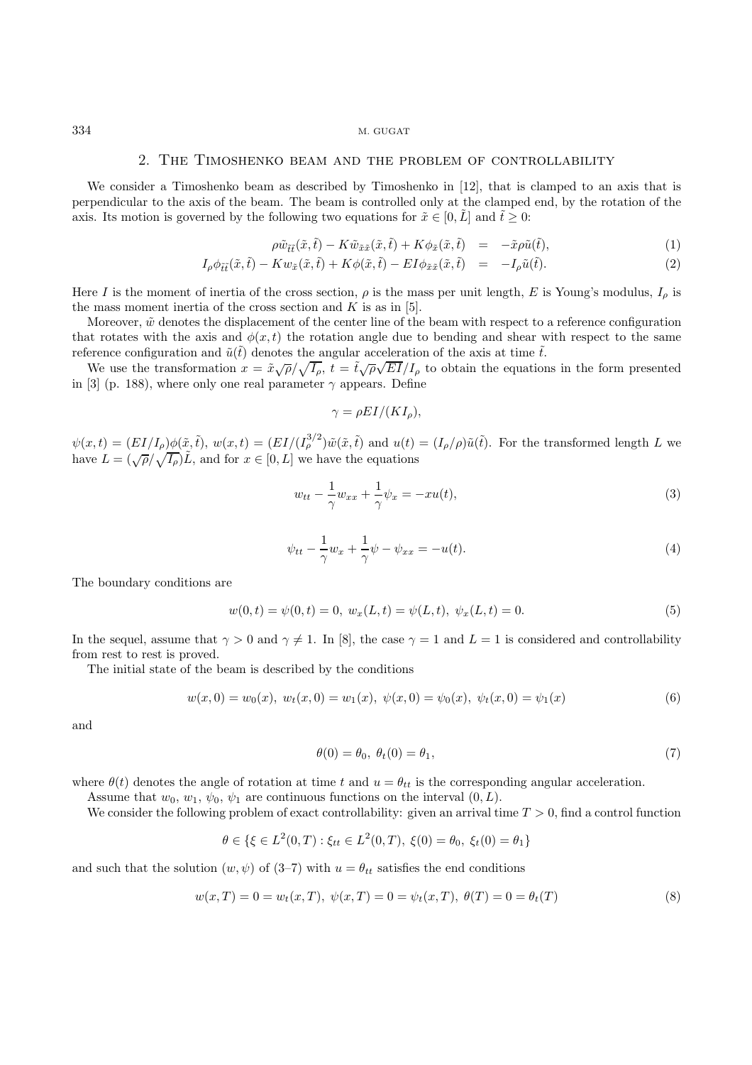## 2. The Timoshenko beam and the problem of controllability

We consider a Timoshenko beam as described by Timoshenko in [12], that is clamped to an axis that is perpendicular to the axis of the beam. The beam is controlled only at the clamped end, by the rotation of the axis. Its motion is governed by the following two equations for $\tilde{x} \in [0, \tilde{L}]$ and $\tilde{t} \geq 0$:

$$\rho \tilde{w}_{\tilde{t}\tilde{t}}(\tilde{x},\tilde{t}) - K\tilde{w}_{\tilde{x}\tilde{x}}(\tilde{x},\tilde{t}) + K\phi_{\tilde{x}}(\tilde{x},\tilde{t}) = -\tilde{x}\rho\tilde{u}(\tilde{t}), \tag{1}$$

$$I_\rho \phi_{\tilde{t}\tilde{t}}(\tilde{x},\tilde{t}) - Kw_{\tilde{x}}(\tilde{x},\tilde{t}) + K\phi(\tilde{x},\tilde{t}) - EI\phi_{\tilde{x}\tilde{x}}(\tilde{x},\tilde{t}) = -I_\rho\tilde{u}(\tilde{t}). \tag{2}$$

Here $I$ is the moment of inertia of the cross section, $\rho$ is the mass per unit length, $E$ is Young's modulus, $I_\rho$ is the mass moment inertia of the cross section and $K$ is as in [5].

Moreover, $\tilde{w}$ denotes the displacement of the center line of the beam with respect to a reference configuration that rotates with the axis and $\phi(x,t)$ the rotation angle due to bending and shear with respect to the same reference configuration and $\tilde{u}(\tilde{t})$ denotes the angular acceleration of the axis at time $\tilde{t}$.

We use the transformation $x = \tilde{x}\sqrt{\rho}/\sqrt{I_\rho}$, $t = \tilde{t}\sqrt{\rho}\sqrt{EI}/I_\rho$ to obtain the equations in the form presented in [3] (p. 188), where only one real parameter $\gamma$ appears. Define

$$\gamma = \rho EI/(KI_\rho),$$

$\psi(x,t) = (EI/I_\rho)\phi(\tilde{x},\tilde{t})$, $w(x,t) = (EI/(I_\rho^{3/2})\tilde{w}(\tilde{x},\tilde{t})$ and $u(t) = (I_\rho/\rho)\tilde{u}(\tilde{t})$. For the transformed length $L$ we have $L = (\sqrt{\rho}/\sqrt{I_\rho})\tilde{L}$, and for $x \in [0,L]$ we have the equations

$$w_{tt} - \frac{1}{\gamma}w_{xx} + \frac{1}{\gamma}\psi_x = -xu(t), \tag{3}$$

$$\psi_{tt} - \frac{1}{\gamma}w_x + \frac{1}{\gamma}\psi - \psi_{xx} = -u(t). \tag{4}$$

The boundary conditions are

$$w(0,t) = \psi(0,t) = 0,\ w_x(L,t) = \psi(L,t),\ \psi_x(L,t) = 0. \tag{5}$$

In the sequel, assume that $\gamma > 0$ and $\gamma \neq 1$. In [8], the case $\gamma = 1$ and $L = 1$ is considered and controllability from rest to rest is proved.

The initial state of the beam is described by the conditions

$$w(x,0) = w_0(x),\ w_t(x,0) = w_1(x),\ \psi(x,0) = \psi_0(x),\ \psi_t(x,0) = \psi_1(x) \tag{6}$$

and

$$\theta(0) = \theta_0,\ \theta_t(0) = \theta_1, \tag{7}$$

where $\theta(t)$ denotes the angle of rotation at time $t$ and $u = \theta_{tt}$ is the corresponding angular acceleration.

Assume that $w_0$, $w_1$, $\psi_0$, $\psi_1$ are continuous functions on the interval $(0,L)$.

We consider the following problem of exact controllability: given an arrival time $T > 0$, find a control function

$$\theta \in \{\xi \in L^2(0,T) : \xi_{tt} \in L^2(0,T),\ \xi(0) = \theta_0,\ \xi_t(0) = \theta_1\}$$

and such that the solution $(w,\psi)$ of (3–7) with $u = \theta_{tt}$ satisfies the end conditions

$$w(x,T) = 0 = w_t(x,T),\ \psi(x,T) = 0 = \psi_t(x,T),\ \theta(T) = 0 = \theta_t(T) \tag{8}$$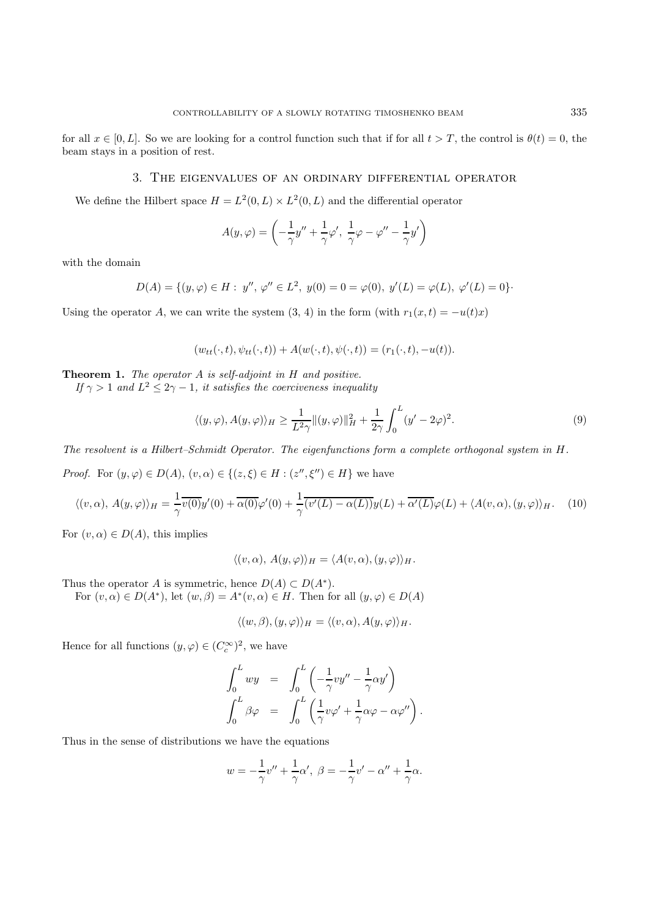for all $x \in [0, L]$. So we are looking for a control function such that if for all $t > T$, the control is $\theta(t) = 0$, the beam stays in a position of rest.

## 3. The eigenvalues of an ordinary differential operator

We define the Hilbert space $H = L^2(0, L) \times L^2(0, L)$ and the differential operator

$$A(y, \varphi) = \left( -\frac{1}{\gamma} y'' + \frac{1}{\gamma} \varphi', \ \frac{1}{\gamma} \varphi - \varphi'' - \frac{1}{\gamma} y' \right)$$

with the domain

$$D(A) = \{(y, \varphi) \in H : \ y'', \ \varphi'' \in L^2, \ y(0) = 0 = \varphi(0), \ y'(L) = \varphi(L), \ \varphi'(L) = 0\}\cdot$$

Using the operator $A$, we can write the system (3, 4) in the form (with $r_1(x, t) = -u(t)x$)

$$(w_{tt}(\cdot, t), \psi_{tt}(\cdot, t)) + A(w(\cdot, t), \psi(\cdot, t)) = (r_1(\cdot, t), -u(t)).$$

**Theorem 1.** *The operator $A$ is self-adjoint in $H$ and positive.*
*If $\gamma > 1$ and $L^2 \leq 2\gamma - 1$, it satisfies the coerciveness inequality*

$$\langle (y, \varphi), A(y, \varphi) \rangle_H \geq \frac{1}{L^2 \gamma} \|(y, \varphi)\|_H^2 + \frac{1}{2\gamma} \int_0^L (y' - 2\varphi)^2. \tag{9}$$

*The resolvent is a Hilbert–Schmidt Operator. The eigenfunctions form a complete orthogonal system in $H$.*

*Proof.* For $(y, \varphi) \in D(A)$, $(v, \alpha) \in \{(z, \xi) \in H : (z'', \xi'') \in H\}$ we have

$$\langle (v, \alpha), \ A(y, \varphi) \rangle_H = \frac{1}{\gamma} \overline{v(0)} y'(0) + \overline{\alpha(0)} \varphi'(0) + \frac{1}{\gamma} \overline{(v'(L) - \alpha(L))} y(L) + \overline{\alpha'(L)} \varphi(L) + \langle A(v, \alpha), (y, \varphi) \rangle_H. \tag{10}$$

For $(v, \alpha) \in D(A)$, this implies

$$\langle (v, \alpha), \ A(y, \varphi) \rangle_H = \langle A(v, \alpha), (y, \varphi) \rangle_H.$$

Thus the operator $A$ is symmetric, hence $D(A) \subset D(A^*)$.

For $(v, \alpha) \in D(A^*)$, let $(w, \beta) = A^*(v, \alpha) \in H$. Then for all $(y, \varphi) \in D(A)$

$$\langle (w, \beta), (y, \varphi) \rangle_H = \langle (v, \alpha), A(y, \varphi) \rangle_H.$$

Hence for all functions $(y, \varphi) \in (C_c^\infty)^2$, we have

$$\begin{aligned} \int_0^L wy &= \int_0^L \left( -\frac{1}{\gamma} v y'' - \frac{1}{\gamma} \alpha y' \right) \\ \int_0^L \beta \varphi &= \int_0^L \left( \frac{1}{\gamma} v \varphi' + \frac{1}{\gamma} \alpha \varphi - \alpha \varphi'' \right). \end{aligned}$$

Thus in the sense of distributions we have the equations

$$w = -\frac{1}{\gamma} v'' + \frac{1}{\gamma} \alpha', \ \beta = -\frac{1}{\gamma} v' - \alpha'' + \frac{1}{\gamma} \alpha.$$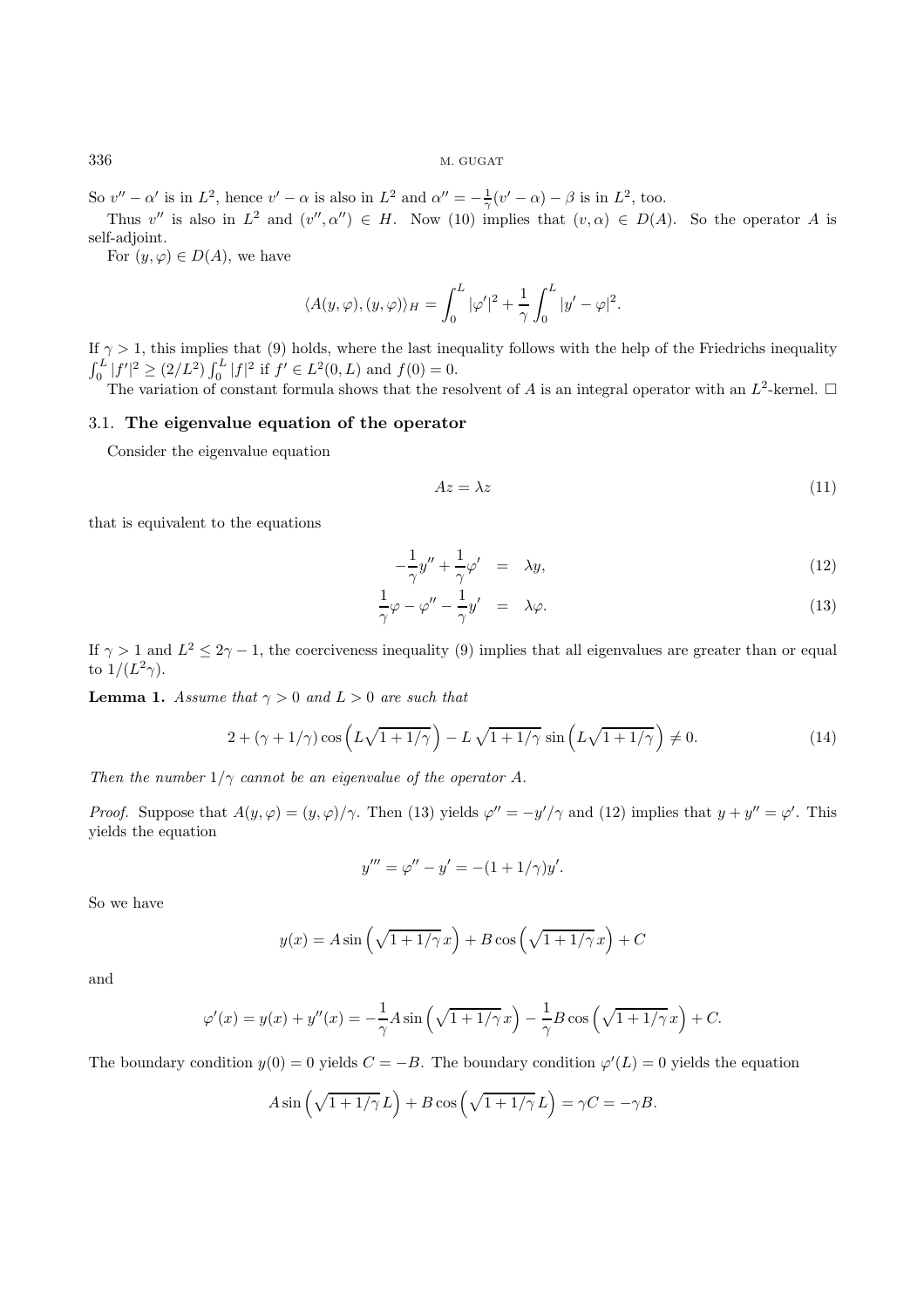So $v'' - \alpha'$ is in $L^2$, hence $v' - \alpha$ is also in $L^2$ and $\alpha'' = -\frac{1}{\gamma}(v' - \alpha) - \beta$ is in $L^2$, too.

Thus $v''$ is also in $L^2$ and $(v'', \alpha'') \in H$. Now (10) implies that $(v, \alpha) \in D(A)$. So the operator $A$ is self-adjoint.

For $(y, \varphi) \in D(A)$, we have

$$\langle A(y,\varphi),(y,\varphi)\rangle_H = \int_0^L |\varphi'|^2 + \frac{1}{\gamma}\int_0^L |y' - \varphi|^2.$$

If $\gamma > 1$, this implies that (9) holds, where the last inequality follows with the help of the Friedrichs inequality $\int_0^L |f'|^2 \geq (2/L^2)\int_0^L |f|^2$ if $f' \in L^2(0,L)$ and $f(0) = 0$.

The variation of constant formula shows that the resolvent of $A$ is an integral operator with an $L^2$-kernel. $\square$

### 3.1. **The eigenvalue equation of the operator**

Consider the eigenvalue equation

$$Az = \lambda z \tag{11}$$

that is equivalent to the equations

$$-\frac{1}{\gamma}y'' + \frac{1}{\gamma}\varphi' = \lambda y, \tag{12}$$

$$\frac{1}{\gamma}\varphi - \varphi'' - \frac{1}{\gamma}y' = \lambda \varphi. \tag{13}$$

If $\gamma > 1$ and $L^2 \leq 2\gamma - 1$, the coerciveness inequality (9) implies that all eigenvalues are greater than or equal to $1/(L^2\gamma)$.

**Lemma 1.** *Assume that $\gamma > 0$ and $L > 0$ are such that*

$$2 + (\gamma + 1/\gamma)\cos\left(L\sqrt{1+1/\gamma}\right) - L\sqrt{1+1/\gamma}\,\sin\left(L\sqrt{1+1/\gamma}\right) \neq 0. \tag{14}$$

*Then the number $1/\gamma$ cannot be an eigenvalue of the operator $A$.*

*Proof.* Suppose that $A(y,\varphi) = (y,\varphi)/\gamma$. Then (13) yields $\varphi'' = -y'/\gamma$ and (12) implies that $y + y'' = \varphi'$. This yields the equation

$$y''' = \varphi'' - y' = -(1 + 1/\gamma)y'.$$

So we have

$$y(x) = A\sin\left(\sqrt{1+1/\gamma}\,x\right) + B\cos\left(\sqrt{1+1/\gamma}\,x\right) + C$$

and

$$\varphi'(x) = y(x) + y''(x) = -\frac{1}{\gamma}A\sin\left(\sqrt{1+1/\gamma}\,x\right) - \frac{1}{\gamma}B\cos\left(\sqrt{1+1/\gamma}\,x\right) + C.$$

The boundary condition $y(0) = 0$ yields $C = -B$. The boundary condition $\varphi'(L) = 0$ yields the equation

$$A\sin\left(\sqrt{1+1/\gamma}\,L\right) + B\cos\left(\sqrt{1+1/\gamma}\,L\right) = \gamma C = -\gamma B.$$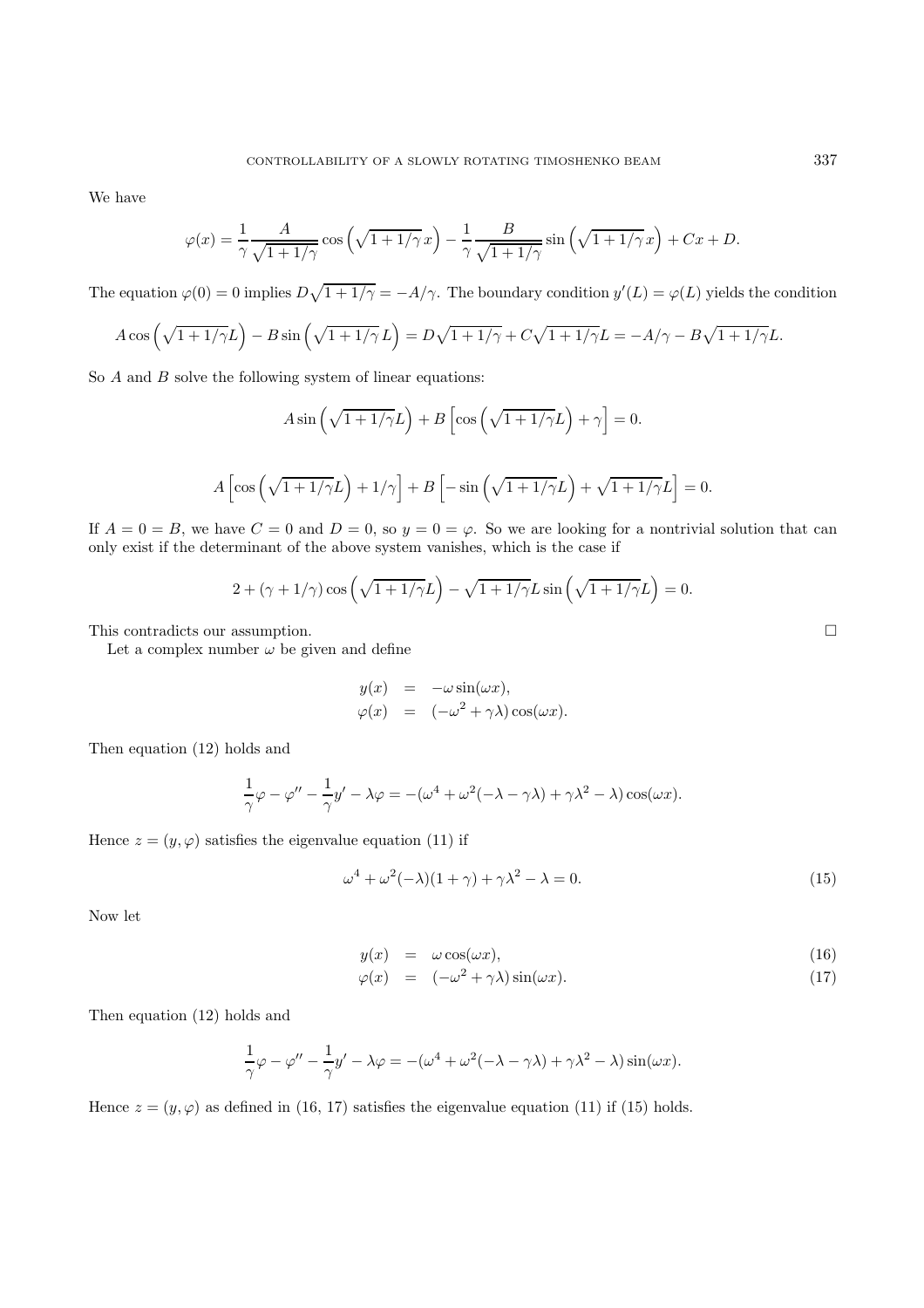We have

$$\varphi(x) = \frac{1}{\gamma} \frac{A}{\sqrt{1+1/\gamma}} \cos\left(\sqrt{1+1/\gamma}\, x\right) - \frac{1}{\gamma} \frac{B}{\sqrt{1+1/\gamma}} \sin\left(\sqrt{1+1/\gamma}\, x\right) + Cx + D.$$

The equation $\varphi(0) = 0$ implies $D\sqrt{1+1/\gamma} = -A/\gamma$. The boundary condition $y'(L) = \varphi(L)$ yields the condition

$$A \cos\left(\sqrt{1+1/\gamma} L\right) - B \sin\left(\sqrt{1+1/\gamma}\, L\right) = D\sqrt{1+1/\gamma} + C\sqrt{1+1/\gamma} L = -A/\gamma - B\sqrt{1+1/\gamma} L.$$

So $A$ and $B$ solve the following system of linear equations:

$$A \sin\left(\sqrt{1+1/\gamma} L\right) + B\left[\cos\left(\sqrt{1+1/\gamma} L\right) + \gamma\right] = 0.$$

$$A\left[\cos\left(\sqrt{1+1/\gamma} L\right) + 1/\gamma\right] + B\left[-\sin\left(\sqrt{1+1/\gamma} L\right) + \sqrt{1+1/\gamma} L\right] = 0.$$

If $A = 0 = B$, we have $C = 0$ and $D = 0$, so $y = 0 = \varphi$. So we are looking for a nontrivial solution that can only exist if the determinant of the above system vanishes, which is the case if

$$2 + (\gamma + 1/\gamma) \cos\left(\sqrt{1+1/\gamma} L\right) - \sqrt{1+1/\gamma} L \sin\left(\sqrt{1+1/\gamma} L\right) = 0.$$

This contradicts our assumption. $\square$

Let a complex number $\omega$ be given and define

$$\begin{aligned} y(x) &= -\omega \sin(\omega x), \\ \varphi(x) &= (-\omega^2 + \gamma\lambda) \cos(\omega x). \end{aligned}$$

Then equation (12) holds and

$$\frac{1}{\gamma}\varphi - \varphi'' - \frac{1}{\gamma} y' - \lambda\varphi = -(\omega^4 + \omega^2(-\lambda - \gamma\lambda) + \gamma\lambda^2 - \lambda) \cos(\omega x).$$

Hence $z = (y, \varphi)$ satisfies the eigenvalue equation (11) if

$$\omega^4 + \omega^2(-\lambda)(1+\gamma) + \gamma\lambda^2 - \lambda = 0. \tag{15}$$

Now let

$$y(x) = \omega \cos(\omega x), \tag{16}$$

$$\varphi(x) = (-\omega^2 + \gamma\lambda) \sin(\omega x). \tag{17}$$

Then equation (12) holds and

$$\frac{1}{\gamma}\varphi - \varphi'' - \frac{1}{\gamma} y' - \lambda\varphi = -(\omega^4 + \omega^2(-\lambda - \gamma\lambda) + \gamma\lambda^2 - \lambda) \sin(\omega x).$$

Hence $z = (y, \varphi)$ as defined in (16, 17) satisfies the eigenvalue equation (11) if (15) holds.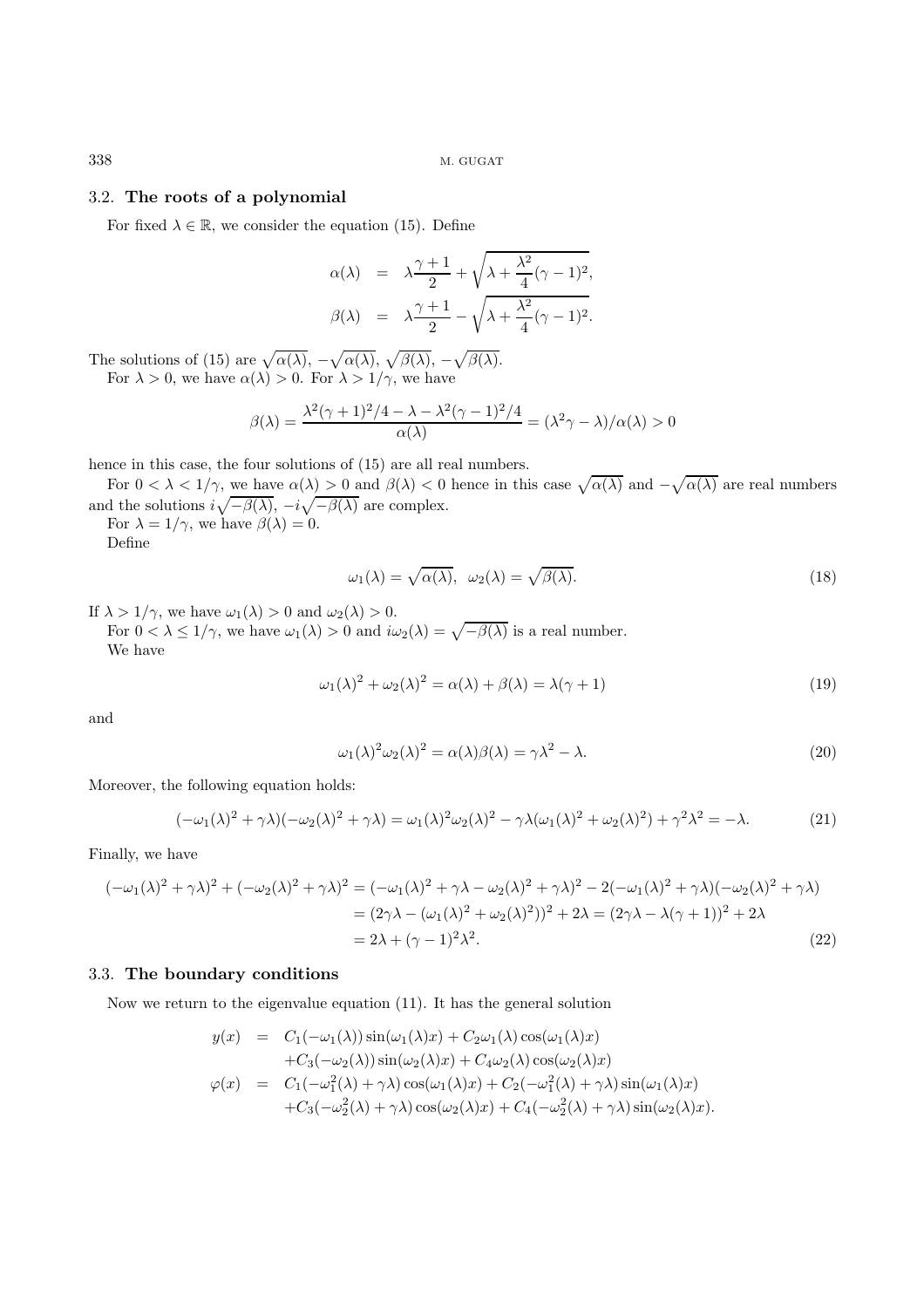## 3.2. **The roots of a polynomial**

For fixed $\lambda \in \mathbb{R}$, we consider the equation (15). Define

$$\alpha(\lambda) = \lambda \frac{\gamma+1}{2} + \sqrt{\lambda + \frac{\lambda^2}{4}(\gamma-1)^2},$$

$$\beta(\lambda) = \lambda \frac{\gamma+1}{2} - \sqrt{\lambda + \frac{\lambda^2}{4}(\gamma-1)^2}.$$

The solutions of (15) are $\sqrt{\alpha(\lambda)}$, $-\sqrt{\alpha(\lambda)}$, $\sqrt{\beta(\lambda)}$, $-\sqrt{\beta(\lambda)}$.

For $\lambda > 0$, we have $\alpha(\lambda) > 0$. For $\lambda > 1/\gamma$, we have

$$\beta(\lambda) = \frac{\lambda^2(\gamma+1)^2/4 - \lambda - \lambda^2(\gamma-1)^2/4}{\alpha(\lambda)} = (\lambda^2\gamma - \lambda)/\alpha(\lambda) > 0$$

hence in this case, the four solutions of (15) are all real numbers.

For $0 < \lambda < 1/\gamma$, we have $\alpha(\lambda) > 0$ and $\beta(\lambda) < 0$ hence in this case $\sqrt{\alpha(\lambda)}$ and $-\sqrt{\alpha(\lambda)}$ are real numbers and the solutions $i\sqrt{-\beta(\lambda)}$, $-i\sqrt{-\beta(\lambda)}$ are complex.

For $\lambda = 1/\gamma$, we have $\beta(\lambda) = 0$.

Define

$$\omega_1(\lambda) = \sqrt{\alpha(\lambda)}, \;\; \omega_2(\lambda) = \sqrt{\beta(\lambda)}. \tag{18}$$

If $\lambda > 1/\gamma$, we have $\omega_1(\lambda) > 0$ and $\omega_2(\lambda) > 0$.

For $0 < \lambda \leq 1/\gamma$, we have $\omega_1(\lambda) > 0$ and $i\omega_2(\lambda) = \sqrt{-\beta(\lambda)}$ is a real number.

We have

$$\omega_1(\lambda)^2 + \omega_2(\lambda)^2 = \alpha(\lambda) + \beta(\lambda) = \lambda(\gamma+1) \tag{19}$$

and

$$\omega_1(\lambda)^2 \omega_2(\lambda)^2 = \alpha(\lambda)\beta(\lambda) = \gamma\lambda^2 - \lambda. \tag{20}$$

Moreover, the following equation holds:

$$(-\omega_1(\lambda)^2 + \gamma\lambda)(-\omega_2(\lambda)^2 + \gamma\lambda) = \omega_1(\lambda)^2\omega_2(\lambda)^2 - \gamma\lambda(\omega_1(\lambda)^2 + \omega_2(\lambda)^2) + \gamma^2\lambda^2 = -\lambda. \tag{21}$$

Finally, we have

$$\begin{aligned}
(-\omega_1(\lambda)^2 + \gamma\lambda)^2 + (-\omega_2(\lambda)^2 + \gamma\lambda)^2 &= (-\omega_1(\lambda)^2 + \gamma\lambda - \omega_2(\lambda)^2 + \gamma\lambda)^2 - 2(-\omega_1(\lambda)^2 + \gamma\lambda)(-\omega_2(\lambda)^2 + \gamma\lambda) \\
&= (2\gamma\lambda - (\omega_1(\lambda)^2 + \omega_2(\lambda)^2))^2 + 2\lambda = (2\gamma\lambda - \lambda(\gamma+1))^2 + 2\lambda \\
&= 2\lambda + (\gamma-1)^2\lambda^2.
\end{aligned} \tag{22}$$

## 3.3. **The boundary conditions**

Now we return to the eigenvalue equation (11). It has the general solution

$$\begin{aligned}
y(x) &= C_1(-\omega_1(\lambda))\sin(\omega_1(\lambda)x) + C_2\omega_1(\lambda)\cos(\omega_1(\lambda)x) \\
&\quad + C_3(-\omega_2(\lambda))\sin(\omega_2(\lambda)x) + C_4\omega_2(\lambda)\cos(\omega_2(\lambda)x) \\
\varphi(x) &= C_1(-\omega_1^2(\lambda) + \gamma\lambda)\cos(\omega_1(\lambda)x) + C_2(-\omega_1^2(\lambda) + \gamma\lambda)\sin(\omega_1(\lambda)x) \\
&\quad + C_3(-\omega_2^2(\lambda) + \gamma\lambda)\cos(\omega_2(\lambda)x) + C_4(-\omega_2^2(\lambda) + \gamma\lambda)\sin(\omega_2(\lambda)x).
\end{aligned}$$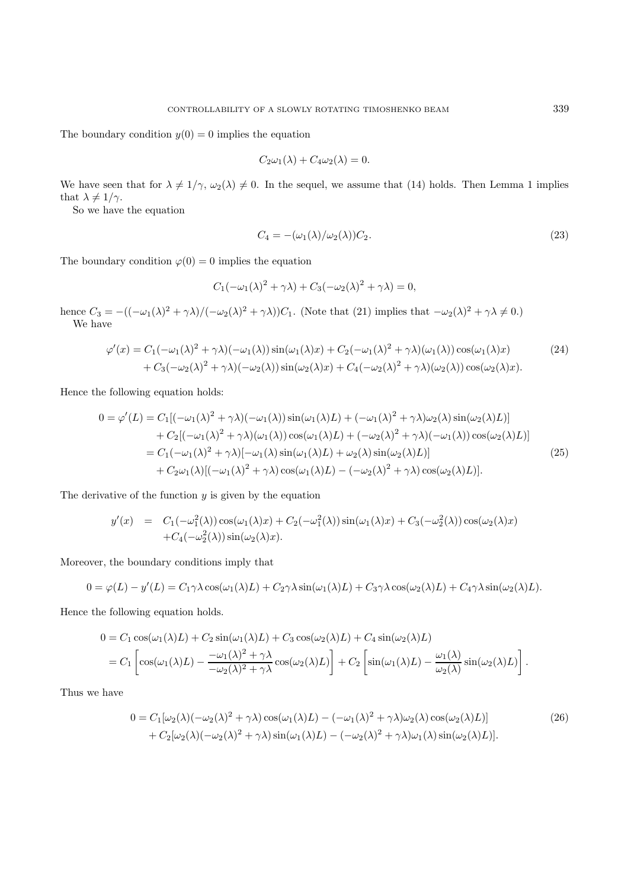The boundary condition $y(0) = 0$ implies the equation

$$C_2\omega_1(\lambda) + C_4\omega_2(\lambda) = 0.$$

We have seen that for $\lambda \neq 1/\gamma$, $\omega_2(\lambda) \neq 0$. In the sequel, we assume that (14) holds. Then Lemma 1 implies that $\lambda \neq 1/\gamma$.

So we have the equation

$$C_4 = -(\omega_1(\lambda)/\omega_2(\lambda))C_2. \tag{23}$$

The boundary condition $\varphi(0) = 0$ implies the equation

$$C_1(-\omega_1(\lambda)^2 + \gamma\lambda) + C_3(-\omega_2(\lambda)^2 + \gamma\lambda) = 0,$$

hence $C_3 = -((-\omega_1(\lambda)^2 + \gamma\lambda)/(-\omega_2(\lambda)^2 + \gamma\lambda))C_1$. (Note that (21) implies that $-\omega_2(\lambda)^2 + \gamma\lambda \neq 0$.)

We have

$$\begin{aligned}\varphi'(x) = {} & C_1(-\omega_1(\lambda)^2 + \gamma\lambda)(-\omega_1(\lambda))\sin(\omega_1(\lambda)x) + C_2(-\omega_1(\lambda)^2 + \gamma\lambda)(\omega_1(\lambda))\cos(\omega_1(\lambda)x) \\ & + C_3(-\omega_2(\lambda)^2 + \gamma\lambda)(-\omega_2(\lambda))\sin(\omega_2(\lambda)x) + C_4(-\omega_2(\lambda)^2 + \gamma\lambda)(\omega_2(\lambda))\cos(\omega_2(\lambda)x).\end{aligned} \tag{24}$$

Hence the following equation holds:

$$\begin{aligned}0 = \varphi'(L) = {} & C_1[(-\omega_1(\lambda)^2 + \gamma\lambda)(-\omega_1(\lambda))\sin(\omega_1(\lambda)L) + (-\omega_1(\lambda)^2 + \gamma\lambda)\omega_2(\lambda)\sin(\omega_2(\lambda)L)] \\ & + C_2[(-\omega_1(\lambda)^2 + \gamma\lambda)(\omega_1(\lambda))\cos(\omega_1(\lambda)L) + (-\omega_2(\lambda)^2 + \gamma\lambda)(-\omega_1(\lambda))\cos(\omega_2(\lambda)L)] \\ = {} & C_1(-\omega_1(\lambda)^2 + \gamma\lambda)[-\omega_1(\lambda)\sin(\omega_1(\lambda)L) + \omega_2(\lambda)\sin(\omega_2(\lambda)L)] \\ & + C_2\omega_1(\lambda)[(-\omega_1(\lambda)^2 + \gamma\lambda)\cos(\omega_1(\lambda)L) - (-\omega_2(\lambda)^2 + \gamma\lambda)\cos(\omega_2(\lambda)L)].\end{aligned} \tag{25}$$

The derivative of the function $y$ is given by the equation

$$\begin{aligned}y'(x) = {} & C_1(-\omega_1^2(\lambda))\cos(\omega_1(\lambda)x) + C_2(-\omega_1^2(\lambda))\sin(\omega_1(\lambda)x) + C_3(-\omega_2^2(\lambda))\cos(\omega_2(\lambda)x) \\ & + C_4(-\omega_2^2(\lambda))\sin(\omega_2(\lambda)x).\end{aligned}$$

Moreover, the boundary conditions imply that

$$0 = \varphi(L) - y'(L) = C_1\gamma\lambda\cos(\omega_1(\lambda)L) + C_2\gamma\lambda\sin(\omega_1(\lambda)L) + C_3\gamma\lambda\cos(\omega_2(\lambda)L) + C_4\gamma\lambda\sin(\omega_2(\lambda)L).$$

Hence the following equation holds.

$$\begin{aligned}0 &= C_1\cos(\omega_1(\lambda)L) + C_2\sin(\omega_1(\lambda)L) + C_3\cos(\omega_2(\lambda)L) + C_4\sin(\omega_2(\lambda)L) \\ &= C_1\left[\cos(\omega_1(\lambda)L) - \frac{-\omega_1(\lambda)^2 + \gamma\lambda}{-\omega_2(\lambda)^2 + \gamma\lambda}\cos(\omega_2(\lambda)L)\right] + C_2\left[\sin(\omega_1(\lambda)L) - \frac{\omega_1(\lambda)}{\omega_2(\lambda)}\sin(\omega_2(\lambda)L)\right].\end{aligned}$$

Thus we have

$$\begin{aligned}0 = {} & C_1[\omega_2(\lambda)(-\omega_2(\lambda)^2 + \gamma\lambda)\cos(\omega_1(\lambda)L) - (-\omega_1(\lambda)^2 + \gamma\lambda)\omega_2(\lambda)\cos(\omega_2(\lambda)L)] \\ & + C_2[\omega_2(\lambda)(-\omega_2(\lambda)^2 + \gamma\lambda)\sin(\omega_1(\lambda)L) - (-\omega_2(\lambda)^2 + \gamma\lambda)\omega_1(\lambda)\sin(\omega_2(\lambda)L)].\end{aligned} \tag{26}$$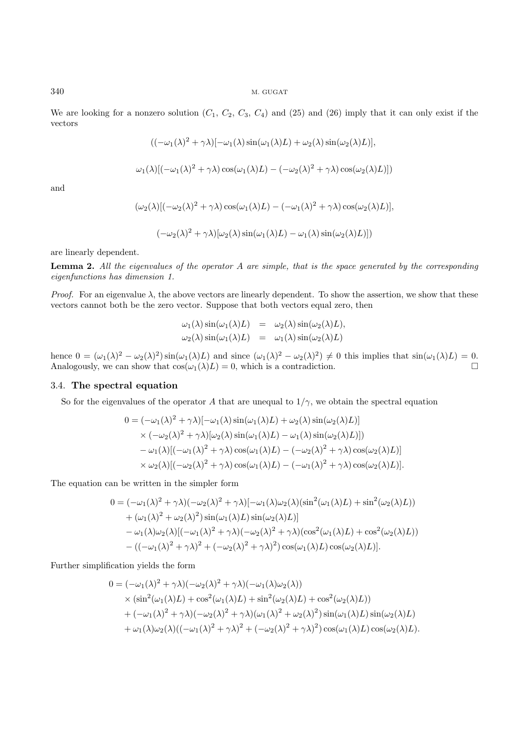We are looking for a nonzero solution ($C_1$, $C_2$, $C_3$, $C_4$) and (25) and (26) imply that it can only exist if the vectors

$$((-\omega_1(\lambda)^2 + \gamma\lambda)[-\omega_1(\lambda)\sin(\omega_1(\lambda)L) + \omega_2(\lambda)\sin(\omega_2(\lambda)L)],$$

$$\omega_1(\lambda)[(-\omega_1(\lambda)^2 + \gamma\lambda)\cos(\omega_1(\lambda)L) - (-\omega_2(\lambda)^2 + \gamma\lambda)\cos(\omega_2(\lambda)L)])$$

and

$$(\omega_2(\lambda)[(-\omega_2(\lambda)^2 + \gamma\lambda)\cos(\omega_1(\lambda)L) - (-\omega_1(\lambda)^2 + \gamma\lambda)\cos(\omega_2(\lambda)L)],$$

$$(-\omega_2(\lambda)^2 + \gamma\lambda)[\omega_2(\lambda)\sin(\omega_1(\lambda)L) - \omega_1(\lambda)\sin(\omega_2(\lambda)L)])$$

are linearly dependent.

**Lemma 2.** *All the eigenvalues of the operator A are simple, that is the space generated by the corresponding eigenfunctions has dimension 1.*

*Proof.* For an eigenvalue $\lambda$, the above vectors are linearly dependent. To show the assertion, we show that these vectors cannot both be the zero vector. Suppose that both vectors equal zero, then

$$\begin{aligned}
\omega_1(\lambda)\sin(\omega_1(\lambda)L) &= \omega_2(\lambda)\sin(\omega_2(\lambda)L),\\
\omega_2(\lambda)\sin(\omega_1(\lambda)L) &= \omega_1(\lambda)\sin(\omega_2(\lambda)L)
\end{aligned}$$

hence $0 = (\omega_1(\lambda)^2 - \omega_2(\lambda)^2)\sin(\omega_1(\lambda)L)$ and since $(\omega_1(\lambda)^2 - \omega_2(\lambda)^2) \neq 0$ this implies that $\sin(\omega_1(\lambda)L) = 0$. Analogously, we can show that $\cos(\omega_1(\lambda)L) = 0$, which is a contradiction. □

### 3.4. The spectral equation

So for the eigenvalues of the operator $A$ that are unequal to $1/\gamma$, we obtain the spectral equation

$$\begin{aligned}
0 = &(-\omega_1(\lambda)^2 + \gamma\lambda)[-\omega_1(\lambda)\sin(\omega_1(\lambda)L) + \omega_2(\lambda)\sin(\omega_2(\lambda)L)]\\
&\times(-\omega_2(\lambda)^2 + \gamma\lambda)[\omega_2(\lambda)\sin(\omega_1(\lambda)L) - \omega_1(\lambda)\sin(\omega_2(\lambda)L)])\\
&- \omega_1(\lambda)[(-\omega_1(\lambda)^2 + \gamma\lambda)\cos(\omega_1(\lambda)L) - (-\omega_2(\lambda)^2 + \gamma\lambda)\cos(\omega_2(\lambda)L)]\\
&\times\omega_2(\lambda)[(-\omega_2(\lambda)^2 + \gamma\lambda)\cos(\omega_1(\lambda)L) - (-\omega_1(\lambda)^2 + \gamma\lambda)\cos(\omega_2(\lambda)L)].
\end{aligned}$$

The equation can be written in the simpler form

$$\begin{aligned}
0 = &(-\omega_1(\lambda)^2 + \gamma\lambda)(-\omega_2(\lambda)^2 + \gamma\lambda)[-\omega_1(\lambda)\omega_2(\lambda)(\sin^2(\omega_1(\lambda)L) + \sin^2(\omega_2(\lambda)L))\\
&+ (\omega_1(\lambda)^2 + \omega_2(\lambda)^2)\sin(\omega_1(\lambda)L)\sin(\omega_2(\lambda)L)]\\
&- \omega_1(\lambda)\omega_2(\lambda)[(-\omega_1(\lambda)^2 + \gamma\lambda)(-\omega_2(\lambda)^2 + \gamma\lambda)(\cos^2(\omega_1(\lambda)L) + \cos^2(\omega_2(\lambda)L))\\
&- ((-\omega_1(\lambda)^2 + \gamma\lambda)^2 + (-\omega_2(\lambda)^2 + \gamma\lambda)^2)\cos(\omega_1(\lambda)L)\cos(\omega_2(\lambda)L)].
\end{aligned}$$

Further simplification yields the form

$$\begin{aligned}
0 = &(-\omega_1(\lambda)^2 + \gamma\lambda)(-\omega_2(\lambda)^2 + \gamma\lambda)(-\omega_1(\lambda)\omega_2(\lambda))\\
&\times(\sin^2(\omega_1(\lambda)L) + \cos^2(\omega_1(\lambda)L) + \sin^2(\omega_2(\lambda)L) + \cos^2(\omega_2(\lambda)L))\\
&+ (-\omega_1(\lambda)^2 + \gamma\lambda)(-\omega_2(\lambda)^2 + \gamma\lambda)(\omega_1(\lambda)^2 + \omega_2(\lambda)^2)\sin(\omega_1(\lambda)L)\sin(\omega_2(\lambda)L)\\
&+ \omega_1(\lambda)\omega_2(\lambda)((-\omega_1(\lambda)^2 + \gamma\lambda)^2 + (-\omega_2(\lambda)^2 + \gamma\lambda)^2)\cos(\omega_1(\lambda)L)\cos(\omega_2(\lambda)L).
\end{aligned}$$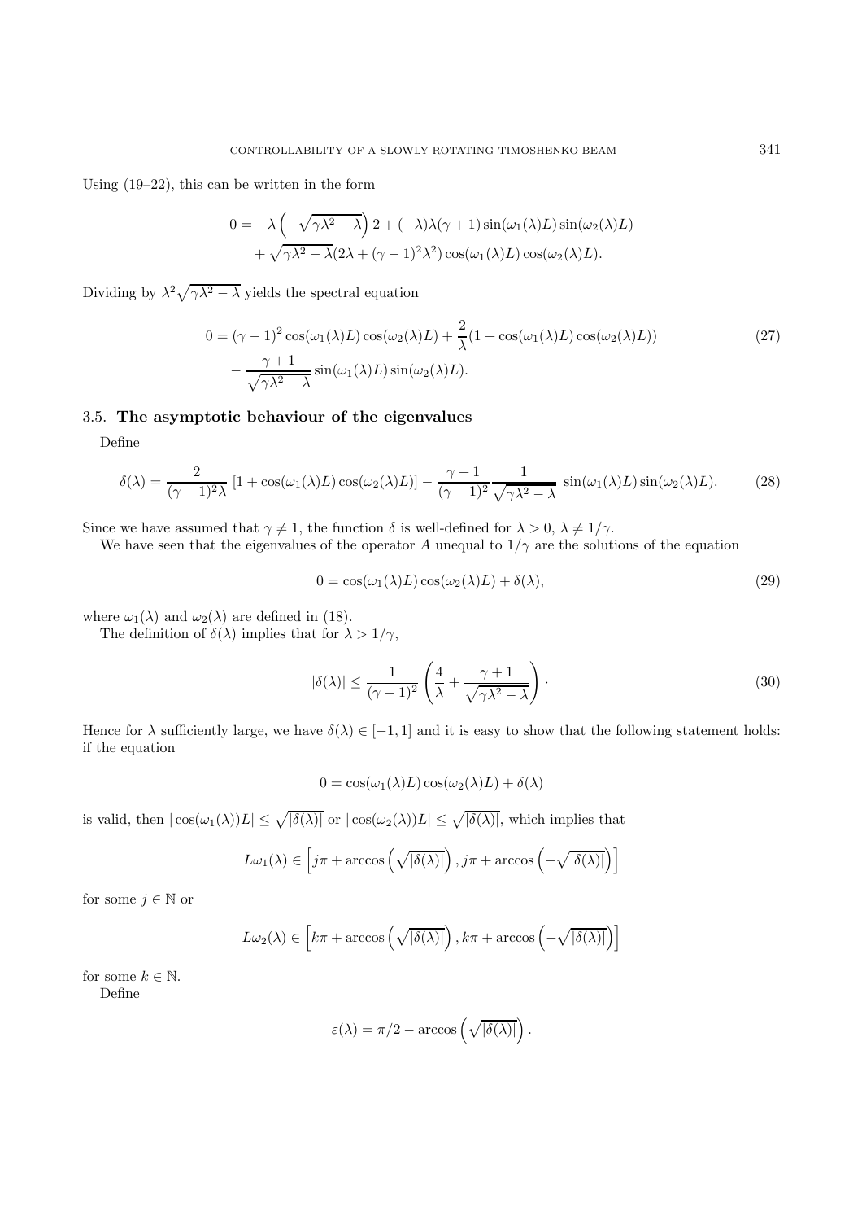Using (19–22), this can be written in the form

$$0 = -\lambda\left(-\sqrt{\gamma\lambda^2-\lambda}\right)2 + (-\lambda)\lambda(\gamma+1)\sin(\omega_1(\lambda)L)\sin(\omega_2(\lambda)L)$$
$$+\sqrt{\gamma\lambda^2-\lambda}(2\lambda+(\gamma-1)^2\lambda^2)\cos(\omega_1(\lambda)L)\cos(\omega_2(\lambda)L).$$

Dividing by $\lambda^2\sqrt{\gamma\lambda^2-\lambda}$ yields the spectral equation

$$0 = (\gamma-1)^2\cos(\omega_1(\lambda)L)\cos(\omega_2(\lambda)L) + \frac{2}{\lambda}(1+\cos(\omega_1(\lambda)L)\cos(\omega_2(\lambda)L)) - \frac{\gamma+1}{\sqrt{\gamma\lambda^2-\lambda}}\sin(\omega_1(\lambda)L)\sin(\omega_2(\lambda)L). \tag{27}$$

### 3.5. The asymptotic behaviour of the eigenvalues

Define

$$\delta(\lambda) = \frac{2}{(\gamma-1)^2\lambda}\left[1+\cos(\omega_1(\lambda)L)\cos(\omega_2(\lambda)L)\right] - \frac{\gamma+1}{(\gamma-1)^2}\frac{1}{\sqrt{\gamma\lambda^2-\lambda}}\ \sin(\omega_1(\lambda)L)\sin(\omega_2(\lambda)L). \tag{28}$$

Since we have assumed that $\gamma \neq 1$, the function $\delta$ is well-defined for $\lambda > 0$, $\lambda \neq 1/\gamma$.

We have seen that the eigenvalues of the operator $A$ unequal to $1/\gamma$ are the solutions of the equation

$$0 = \cos(\omega_1(\lambda)L)\cos(\omega_2(\lambda)L) + \delta(\lambda), \tag{29}$$

where $\omega_1(\lambda)$ and $\omega_2(\lambda)$ are defined in (18).

The definition of $\delta(\lambda)$ implies that for $\lambda > 1/\gamma$,

$$|\delta(\lambda)| \leq \frac{1}{(\gamma-1)^2}\left(\frac{4}{\lambda} + \frac{\gamma+1}{\sqrt{\gamma\lambda^2-\lambda}}\right). \tag{30}$$

Hence for $\lambda$ sufficiently large, we have $\delta(\lambda) \in [-1,1]$ and it is easy to show that the following statement holds: if the equation

$$0 = \cos(\omega_1(\lambda)L)\cos(\omega_2(\lambda)L) + \delta(\lambda)$$

is valid, then $|\cos(\omega_1(\lambda))L| \leq \sqrt{|\delta(\lambda)|}$ or $|\cos(\omega_2(\lambda))L| \leq \sqrt{|\delta(\lambda)|}$, which implies that

$$L\omega_1(\lambda) \in \left[j\pi + \arccos\left(\sqrt{|\delta(\lambda)|}\right), j\pi + \arccos\left(-\sqrt{|\delta(\lambda)|}\right)\right]$$

for some $j \in \mathbb{N}$ or

$$L\omega_2(\lambda) \in \left[k\pi + \arccos\left(\sqrt{|\delta(\lambda)|}\right), k\pi + \arccos\left(-\sqrt{|\delta(\lambda)|}\right)\right]$$

for some $k \in \mathbb{N}$.

Define

$$\varepsilon(\lambda) = \pi/2 - \arccos\left(\sqrt{|\delta(\lambda)|}\right).$$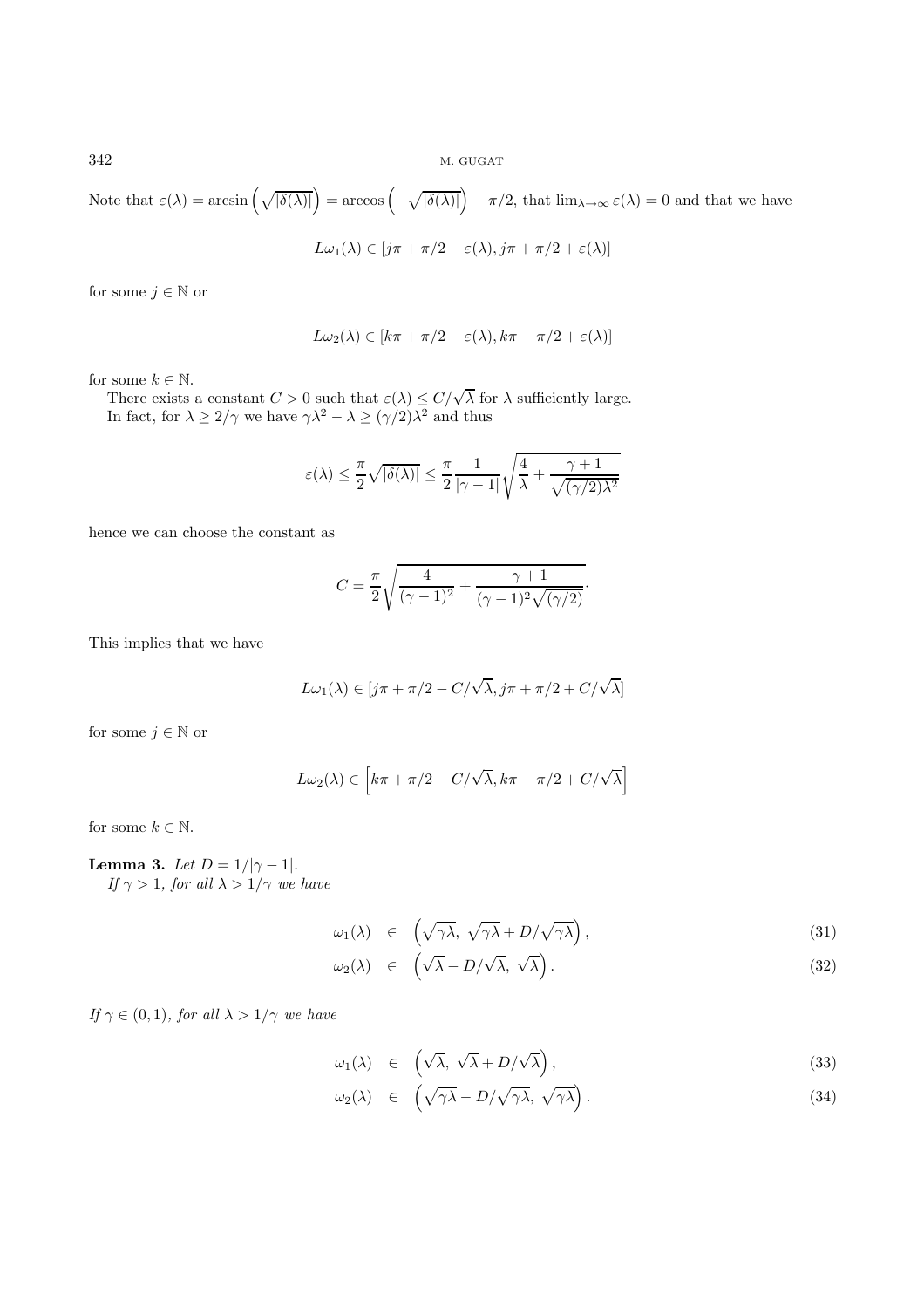Note that $\varepsilon(\lambda) = \arcsin\left(\sqrt{|\delta(\lambda)|}\right) = \arccos\left(-\sqrt{|\delta(\lambda)|}\right) - \pi/2$, that $\lim_{\lambda\to\infty} \varepsilon(\lambda) = 0$ and that we have

$$L\omega_1(\lambda) \in [j\pi + \pi/2 - \varepsilon(\lambda), j\pi + \pi/2 + \varepsilon(\lambda)]$$

for some $j \in \mathbb{N}$ or

$$L\omega_2(\lambda) \in [k\pi + \pi/2 - \varepsilon(\lambda), k\pi + \pi/2 + \varepsilon(\lambda)]$$

for some $k \in \mathbb{N}$.

There exists a constant $C > 0$ such that $\varepsilon(\lambda) \leq C/\sqrt{\lambda}$ for $\lambda$ sufficiently large.

In fact, for $\lambda \geq 2/\gamma$ we have $\gamma\lambda^2 - \lambda \geq (\gamma/2)\lambda^2$ and thus

$$\varepsilon(\lambda) \leq \frac{\pi}{2}\sqrt{|\delta(\lambda)|} \leq \frac{\pi}{2}\frac{1}{|\gamma - 1|}\sqrt{\frac{4}{\lambda} + \frac{\gamma + 1}{\sqrt{(\gamma/2)\lambda^2}}}$$

hence we can choose the constant as

$$C = \frac{\pi}{2}\sqrt{\frac{4}{(\gamma-1)^2} + \frac{\gamma+1}{(\gamma-1)^2\sqrt{(\gamma/2)}}}.$$

This implies that we have

$$L\omega_1(\lambda) \in [j\pi + \pi/2 - C/\sqrt{\lambda}, j\pi + \pi/2 + C/\sqrt{\lambda}]$$

for some $j \in \mathbb{N}$ or

$$L\omega_2(\lambda) \in \left[k\pi + \pi/2 - C/\sqrt{\lambda}, k\pi + \pi/2 + C/\sqrt{\lambda}\right]$$

for some $k \in \mathbb{N}$.

**Lemma 3.** *Let $D = 1/|\gamma - 1|$.*
*If $\gamma > 1$, for all $\lambda > 1/\gamma$ we have*

$$\omega_1(\lambda) \in \left(\sqrt{\gamma\lambda},\ \sqrt{\gamma\lambda} + D/\sqrt{\gamma\lambda}\right), \tag{31}$$

$$\omega_2(\lambda) \in \left(\sqrt{\lambda} - D/\sqrt{\lambda},\ \sqrt{\lambda}\right). \tag{32}$$

*If $\gamma \in (0,1)$, for all $\lambda > 1/\gamma$ we have*

$$\omega_1(\lambda) \in \left(\sqrt{\lambda},\ \sqrt{\lambda} + D/\sqrt{\lambda}\right), \tag{33}$$

$$\omega_2(\lambda) \in \left(\sqrt{\gamma\lambda} - D/\sqrt{\gamma\lambda},\ \sqrt{\gamma\lambda}\right). \tag{34}$$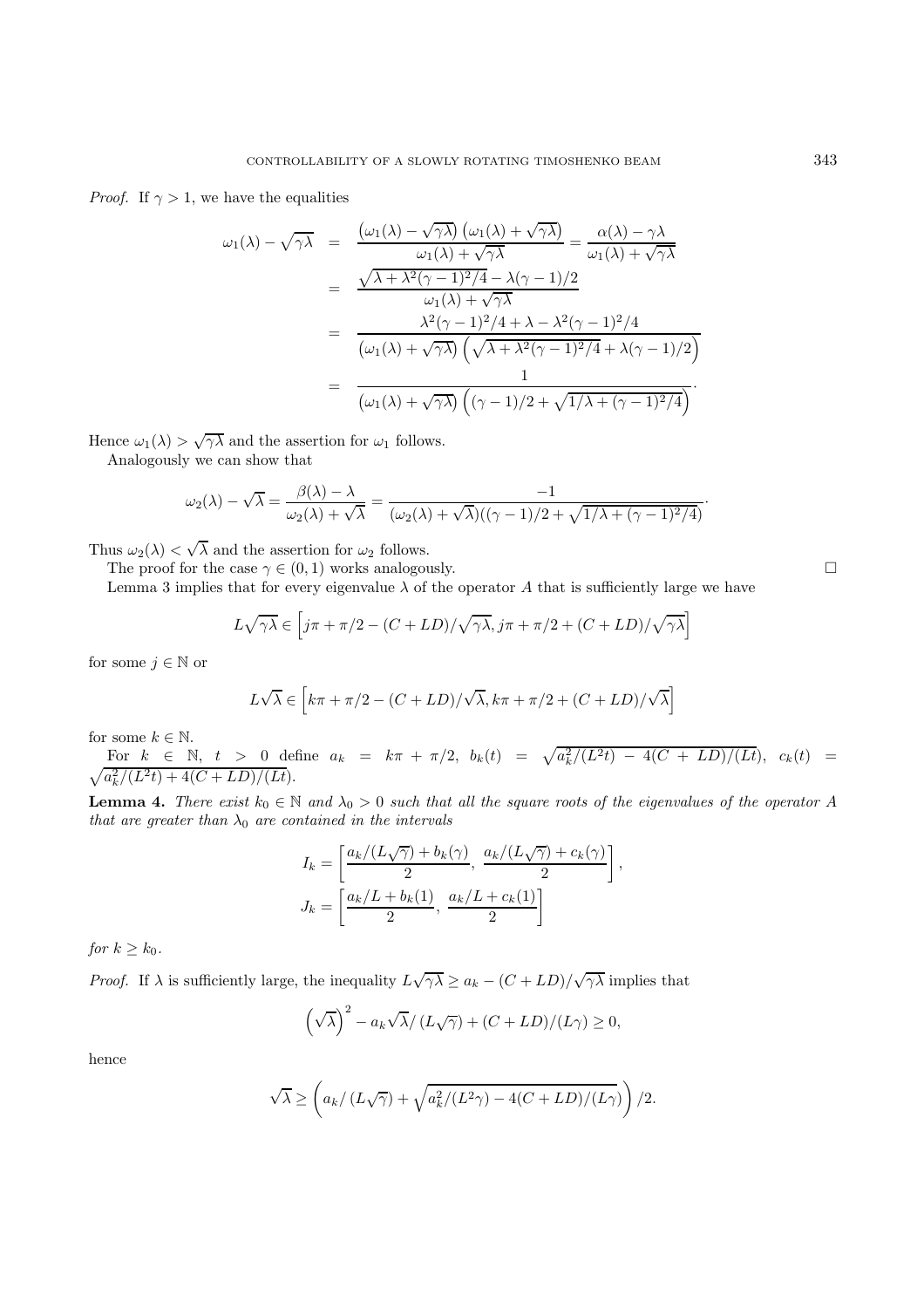*Proof.* If $\gamma > 1$, we have the equalities

$$
\begin{aligned}
\omega_1(\lambda) - \sqrt{\gamma\lambda} &= \frac{\left(\omega_1(\lambda) - \sqrt{\gamma\lambda}\right)\left(\omega_1(\lambda) + \sqrt{\gamma\lambda}\right)}{\omega_1(\lambda) + \sqrt{\gamma\lambda}} = \frac{\alpha(\lambda) - \gamma\lambda}{\omega_1(\lambda) + \sqrt{\gamma\lambda}} \\
&= \frac{\sqrt{\lambda + \lambda^2(\gamma-1)^2/4} - \lambda(\gamma-1)/2}{\omega_1(\lambda) + \sqrt{\gamma\lambda}} \\
&= \frac{\lambda^2(\gamma-1)^2/4 + \lambda - \lambda^2(\gamma-1)^2/4}{\left(\omega_1(\lambda) + \sqrt{\gamma\lambda}\right)\left(\sqrt{\lambda + \lambda^2(\gamma-1)^2/4} + \lambda(\gamma-1)/2\right)} \\
&= \frac{1}{\left(\omega_1(\lambda) + \sqrt{\gamma\lambda}\right)\left((\gamma-1)/2 + \sqrt{1/\lambda + (\gamma-1)^2/4}\right)}.
\end{aligned}
$$

Hence $\omega_1(\lambda) > \sqrt{\gamma\lambda}$ and the assertion for $\omega_1$ follows.

Analogously we can show that

$$
\omega_2(\lambda) - \sqrt{\lambda} = \frac{\beta(\lambda) - \lambda}{\omega_2(\lambda) + \sqrt{\lambda}} = \frac{-1}{(\omega_2(\lambda) + \sqrt{\lambda})((\gamma-1)/2 + \sqrt{1/\lambda + (\gamma-1)^2/4})}.
$$

Thus $\omega_2(\lambda) < \sqrt{\lambda}$ and the assertion for $\omega_2$ follows.

The proof for the case $\gamma \in (0,1)$ works analogously. $\square$

Lemma 3 implies that for every eigenvalue $\lambda$ of the operator $A$ that is sufficiently large we have

$$
L\sqrt{\gamma\lambda} \in \left[j\pi + \pi/2 - (C+LD)/\sqrt{\gamma\lambda},\, j\pi + \pi/2 + (C+LD)/\sqrt{\gamma\lambda}\right]
$$

for some $j \in \mathbb{N}$ or

$$
L\sqrt{\lambda} \in \left[k\pi + \pi/2 - (C+LD)/\sqrt{\lambda},\, k\pi + \pi/2 + (C+LD)/\sqrt{\lambda}\right]
$$

for some $k \in \mathbb{N}$.

For $k \in \mathbb{N}$, $t > 0$ define $a_k = k\pi + \pi/2$, $b_k(t) = \sqrt{a_k^2/(L^2t) - 4(C+LD)/(Lt)}$, $c_k(t) = \sqrt{a_k^2/(L^2t) + 4(C+LD)/(Lt)}$.

**Lemma 4.** *There exist $k_0 \in \mathbb{N}$ and $\lambda_0 > 0$ such that all the square roots of the eigenvalues of the operator $A$ that are greater than $\lambda_0$ are contained in the intervals*

$$
I_k = \left[\frac{a_k/(L\sqrt{\gamma}) + b_k(\gamma)}{2},\ \frac{a_k/(L\sqrt{\gamma}) + c_k(\gamma)}{2}\right],
$$
$$
J_k = \left[\frac{a_k/L + b_k(1)}{2},\ \frac{a_k/L + c_k(1)}{2}\right]
$$

*for $k \geq k_0$.*

*Proof.* If $\lambda$ is sufficiently large, the inequality $L\sqrt{\gamma\lambda} \geq a_k - (C+LD)/\sqrt{\gamma\lambda}$ implies that

$$
\left(\sqrt{\lambda}\right)^2 - a_k\sqrt{\lambda}/\left(L\sqrt{\gamma}\right) + (C+LD)/(L\gamma) \geq 0,
$$

hence

$$
\sqrt{\lambda} \geq \left(a_k/\left(L\sqrt{\gamma}\right) + \sqrt{a_k^2/(L^2\gamma) - 4(C+LD)/(L\gamma)}\right)/2.
$$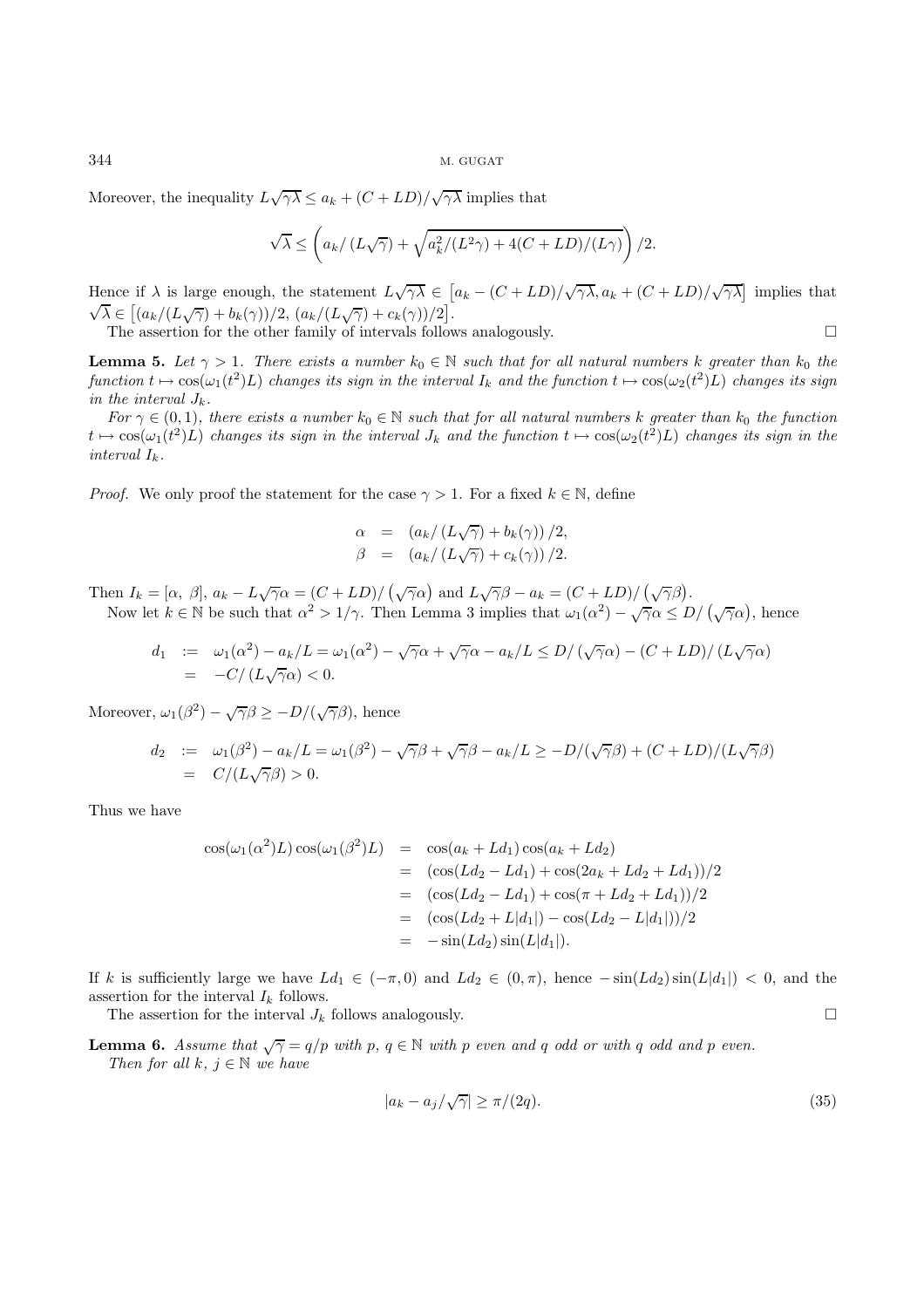Moreover, the inequality $L\sqrt{\gamma\lambda} \le a_k + (C + LD)/\sqrt{\gamma\lambda}$ implies that

$$\sqrt{\lambda} \le \left( a_k/\left(L\sqrt{\gamma}\right) + \sqrt{a_k^2/(L^2\gamma) + 4(C + LD)/(L\gamma)} \right)/2.$$

Hence if $\lambda$ is large enough, the statement $L\sqrt{\gamma\lambda} \in \left[a_k - (C + LD)/\sqrt{\gamma\lambda}, a_k + (C + LD)/\sqrt{\gamma\lambda}\right]$ implies that $\sqrt{\lambda} \in \left[(a_k/(L\sqrt{\gamma}) + b_k(\gamma))/2,\ (a_k/(L\sqrt{\gamma}) + c_k(\gamma))/2\right]$.

The assertion for the other family of intervals follows analogously. $\square$

**Lemma 5.** *Let $\gamma > 1$. There exists a number $k_0 \in \mathbb{N}$ such that for all natural numbers $k$ greater than $k_0$ the function $t \mapsto \cos(\omega_1(t^2)L)$ changes its sign in the interval $I_k$ and the function $t \mapsto \cos(\omega_2(t^2)L)$ changes its sign in the interval $J_k$.*

*For $\gamma \in (0, 1)$, there exists a number $k_0 \in \mathbb{N}$ such that for all natural numbers $k$ greater than $k_0$ the function $t \mapsto \cos(\omega_1(t^2)L)$ changes its sign in the interval $J_k$ and the function $t \mapsto \cos(\omega_2(t^2)L)$ changes its sign in the interval $I_k$.*

*Proof.* We only proof the statement for the case $\gamma > 1$. For a fixed $k \in \mathbb{N}$, define

$$\begin{aligned} \alpha &= \left(a_k/\left(L\sqrt{\gamma}\right) + b_k(\gamma)\right)/2, \\ \beta &= \left(a_k/\left(L\sqrt{\gamma}\right) + c_k(\gamma)\right)/2. \end{aligned}$$

Then $I_k = [\alpha,\ \beta]$, $a_k - L\sqrt{\gamma}\alpha = (C + LD)/\left(\sqrt{\gamma}\alpha\right)$ and $L\sqrt{\gamma}\beta - a_k = (C + LD)/\left(\sqrt{\gamma}\beta\right)$.

Now let $k \in \mathbb{N}$ be such that $\alpha^2 > 1/\gamma$. Then Lemma 3 implies that $\omega_1(\alpha^2) - \sqrt{\gamma}\alpha \le D/\left(\sqrt{\gamma}\alpha\right)$, hence

$$\begin{aligned} d_1 &:= \omega_1(\alpha^2) - a_k/L = \omega_1(\alpha^2) - \sqrt{\gamma}\alpha + \sqrt{\gamma}\alpha - a_k/L \le D/\left(\sqrt{\gamma}\alpha\right) - (C + LD)/\left(L\sqrt{\gamma}\alpha\right) \\ &= -C/\left(L\sqrt{\gamma}\alpha\right) < 0. \end{aligned}$$

Moreover, $\omega_1(\beta^2) - \sqrt{\gamma}\beta \ge -D/(\sqrt{\gamma}\beta)$, hence

$$\begin{aligned} d_2 &:= \omega_1(\beta^2) - a_k/L = \omega_1(\beta^2) - \sqrt{\gamma}\beta + \sqrt{\gamma}\beta - a_k/L \ge -D/(\sqrt{\gamma}\beta) + (C + LD)/(L\sqrt{\gamma}\beta) \\ &= C/(L\sqrt{\gamma}\beta) > 0. \end{aligned}$$

Thus we have

$$\begin{aligned} \cos(\omega_1(\alpha^2)L)\cos(\omega_1(\beta^2)L) &= \cos(a_k + Ld_1)\cos(a_k + Ld_2) \\ &= (\cos(Ld_2 - Ld_1) + \cos(2a_k + Ld_2 + Ld_1))/2 \\ &= (\cos(Ld_2 - Ld_1) + \cos(\pi + Ld_2 + Ld_1))/2 \\ &= (\cos(Ld_2 + L|d_1|) - \cos(Ld_2 - L|d_1|))/2 \\ &= -\sin(Ld_2)\sin(L|d_1|). \end{aligned}$$

If $k$ is sufficiently large we have $Ld_1 \in (-\pi, 0)$ and $Ld_2 \in (0, \pi)$, hence $-\sin(Ld_2)\sin(L|d_1|) < 0$, and the assertion for the interval $I_k$ follows.

The assertion for the interval $J_k$ follows analogously. $\square$

**Lemma 6.** *Assume that $\sqrt{\gamma} = q/p$ with $p, q \in \mathbb{N}$ with $p$ even and $q$ odd or with $q$ odd and $p$ even. Then for all $k, j \in \mathbb{N}$ we have*

$$|a_k - a_j/\sqrt{\gamma}| \ge \pi/(2q). \tag{35}$$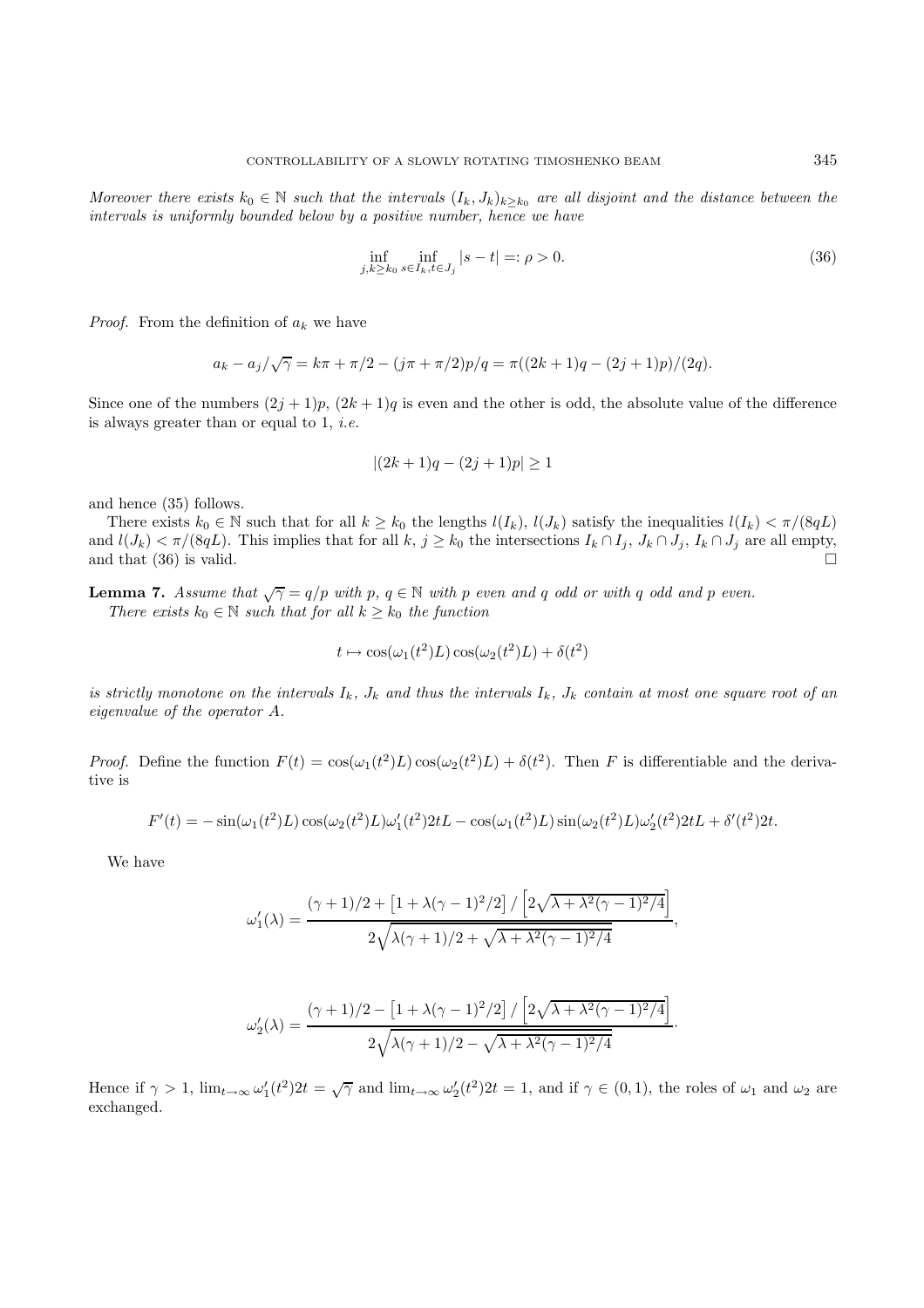*Moreover there exists $k_0 \in \mathbb{N}$ such that the intervals $(I_k, J_k)_{k \geq k_0}$ are all disjoint and the distance between the intervals is uniformly bounded below by a positive number, hence we have*

$$\inf_{j,k \geq k_0} \inf_{s \in I_k, t \in J_j} |s - t| =: \rho > 0. \tag{36}$$

*Proof.* From the definition of $a_k$ we have

$$a_k - a_j/\sqrt{\gamma} = k\pi + \pi/2 - (j\pi + \pi/2)p/q = \pi((2k+1)q - (2j+1)p)/(2q).$$

Since one of the numbers $(2j+1)p$, $(2k+1)q$ is even and the other is odd, the absolute value of the difference is always greater than or equal to 1, *i.e.*

$$|(2k+1)q - (2j+1)p| \geq 1$$

and hence (35) follows.

There exists $k_0 \in \mathbb{N}$ such that for all $k \geq k_0$ the lengths $l(I_k)$, $l(J_k)$ satisfy the inequalities $l(I_k) < \pi/(8qL)$ and $l(J_k) < \pi/(8qL)$. This implies that for all $k$, $j \geq k_0$ the intersections $I_k \cap I_j$, $J_k \cap J_j$, $I_k \cap J_j$ are all empty, and that (36) is valid. $\square$

**Lemma 7.** *Assume that $\sqrt{\gamma} = q/p$ with $p$, $q \in \mathbb{N}$ with $p$ even and $q$ odd or with $q$ odd and $p$ even.*
*There exists $k_0 \in \mathbb{N}$ such that for all $k \geq k_0$ the function*

$$t \mapsto \cos(\omega_1(t^2)L)\cos(\omega_2(t^2)L) + \delta(t^2)$$

*is strictly monotone on the intervals $I_k$, $J_k$ and thus the intervals $I_k$, $J_k$ contain at most one square root of an eigenvalue of the operator $A$.*

*Proof.* Define the function $F(t) = \cos(\omega_1(t^2)L)\cos(\omega_2(t^2)L) + \delta(t^2)$. Then $F$ is differentiable and the derivative is

$$F'(t) = -\sin(\omega_1(t^2)L)\cos(\omega_2(t^2)L)\omega_1'(t^2)2tL - \cos(\omega_1(t^2)L)\sin(\omega_2(t^2)L)\omega_2'(t^2)2tL + \delta'(t^2)2t.$$

We have

$$\omega_1'(\lambda) = \frac{(\gamma+1)/2 + \left[1 + \lambda(\gamma-1)^2/2\right] / \left[2\sqrt{\lambda + \lambda^2(\gamma-1)^2/4}\right]}{2\sqrt{\lambda(\gamma+1)/2 + \sqrt{\lambda + \lambda^2(\gamma-1)^2/4}}},$$

$$\omega_2'(\lambda) = \frac{(\gamma+1)/2 - \left[1 + \lambda(\gamma-1)^2/2\right] / \left[2\sqrt{\lambda + \lambda^2(\gamma-1)^2/4}\right]}{2\sqrt{\lambda(\gamma+1)/2 - \sqrt{\lambda + \lambda^2(\gamma-1)^2/4}}}.$$

Hence if $\gamma > 1$, $\lim_{t\to\infty} \omega_1'(t^2)2t = \sqrt{\gamma}$ and $\lim_{t\to\infty} \omega_2'(t^2)2t = 1$, and if $\gamma \in (0,1)$, the roles of $\omega_1$ and $\omega_2$ are exchanged.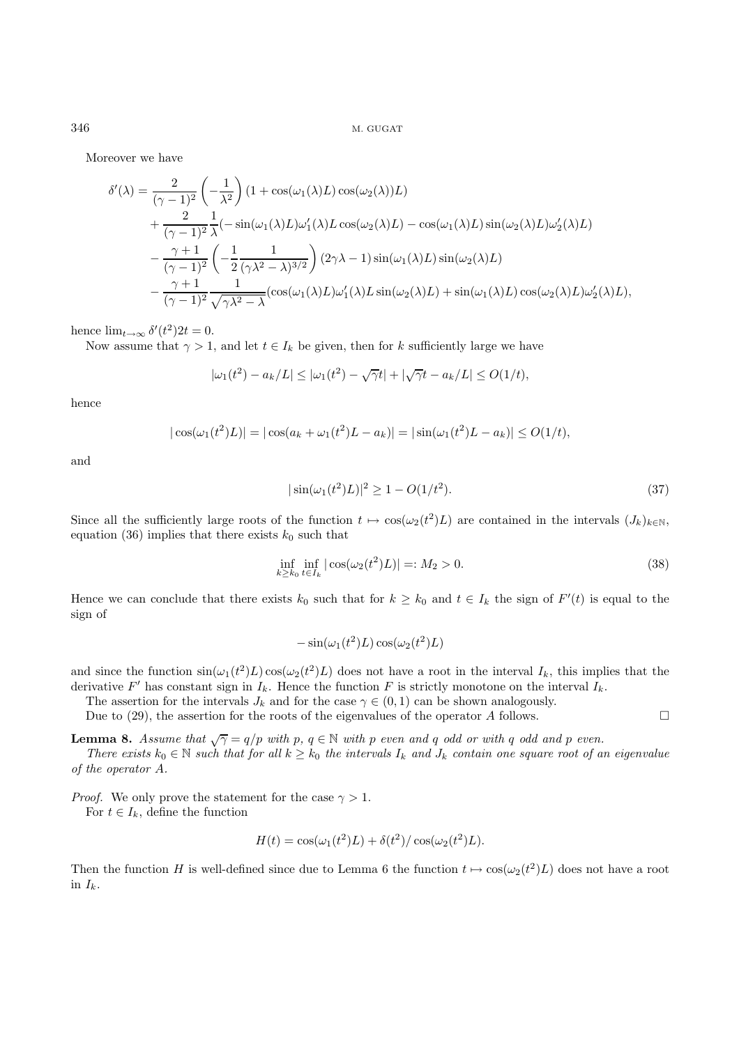Moreover we have

$$
\begin{aligned}
\delta'(\lambda) &= \frac{2}{(\gamma-1)^2}\left(-\frac{1}{\lambda^2}\right)(1+\cos(\omega_1(\lambda)L)\cos(\omega_2(\lambda))L) \\
&+ \frac{2}{(\gamma-1)^2}\frac{1}{\lambda}(-\sin(\omega_1(\lambda)L)\omega_1'(\lambda)L\cos(\omega_2(\lambda)L) - \cos(\omega_1(\lambda)L)\sin(\omega_2(\lambda)L)\omega_2'(\lambda)L) \\
&- \frac{\gamma+1}{(\gamma-1)^2}\left(-\frac{1}{2}\frac{1}{(\gamma\lambda^2-\lambda)^{3/2}}\right)(2\gamma\lambda-1)\sin(\omega_1(\lambda)L)\sin(\omega_2(\lambda)L) \\
&- \frac{\gamma+1}{(\gamma-1)^2}\frac{1}{\sqrt{\gamma\lambda^2-\lambda}}(\cos(\omega_1(\lambda)L)\omega_1'(\lambda)L\sin(\omega_2(\lambda)L) + \sin(\omega_1(\lambda)L)\cos(\omega_2(\lambda)L)\omega_2'(\lambda)L),
\end{aligned}
$$

hence $\lim_{t\to\infty}\delta'(t^2)2t = 0$.

Now assume that $\gamma > 1$, and let $t \in I_k$ be given, then for $k$ sufficiently large we have

$$
|\omega_1(t^2) - a_k/L| \le |\omega_1(t^2) - \sqrt{\gamma}t| + |\sqrt{\gamma}t - a_k/L| \le O(1/t),
$$

hence

$$
|\cos(\omega_1(t^2)L)| = |\cos(a_k + \omega_1(t^2)L - a_k)| = |\sin(\omega_1(t^2)L - a_k)| \le O(1/t),
$$

and

$$
|\sin(\omega_1(t^2)L)|^2 \ge 1 - O(1/t^2). \tag{37}
$$

Since all the sufficiently large roots of the function $t \mapsto \cos(\omega_2(t^2)L)$ are contained in the intervals $(J_k)_{k\in\mathbb{N}}$, equation (36) implies that there exists $k_0$ such that

$$
\inf_{k\ge k_0}\inf_{t\in I_k}|\cos(\omega_2(t^2)L)| =: M_2 > 0. \tag{38}
$$

Hence we can conclude that there exists $k_0$ such that for $k \ge k_0$ and $t \in I_k$ the sign of $F'(t)$ is equal to the sign of

$$
-\sin(\omega_1(t^2)L)\cos(\omega_2(t^2)L)
$$

and since the function $\sin(\omega_1(t^2)L)\cos(\omega_2(t^2)L)$ does not have a root in the interval $I_k$, this implies that the derivative $F'$ has constant sign in $I_k$. Hence the function $F$ is strictly monotone on the interval $I_k$.

The assertion for the intervals $J_k$ and for the case $\gamma \in (0,1)$ can be shown analogously.

Due to (29), the assertion for the roots of the eigenvalues of the operator $A$ follows. □

**Lemma 8.** *Assume that $\sqrt{\gamma} = q/p$ with $p$, $q \in \mathbb{N}$ with $p$ even and $q$ odd or with $q$ odd and $p$ even.*

*There exists $k_0 \in \mathbb{N}$ such that for all $k \ge k_0$ the intervals $I_k$ and $J_k$ contain one square root of an eigenvalue of the operator $A$.*

*Proof.* We only prove the statement for the case $\gamma > 1$.

For $t \in I_k$, define the function

$$
H(t) = \cos(\omega_1(t^2)L) + \delta(t^2)/\cos(\omega_2(t^2)L).
$$

Then the function $H$ is well-defined since due to Lemma 6 the function $t \mapsto \cos(\omega_2(t^2)L)$ does not have a root in $I_k$.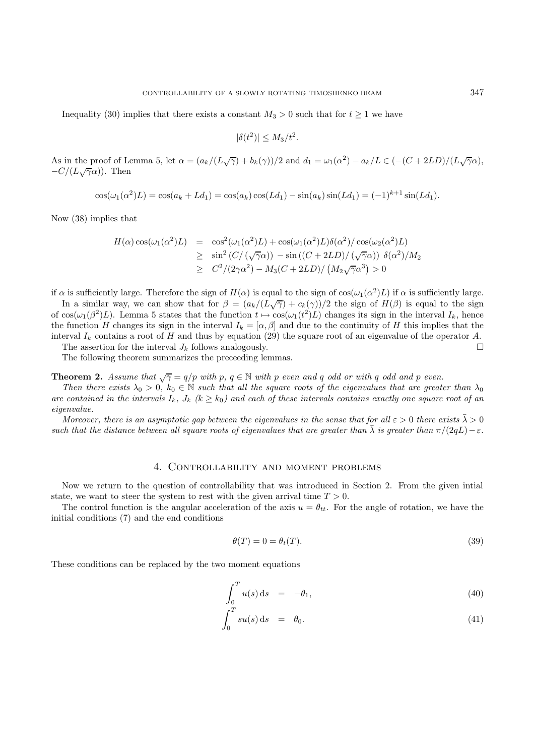Inequality (30) implies that there exists a constant $M_3 > 0$ such that for $t \geq 1$ we have

$$|\delta(t^2)| \leq M_3/t^2.$$

As in the proof of Lemma 5, let $\alpha = (a_k/(L\sqrt{\gamma}) + b_k(\gamma))/2$ and $d_1 = \omega_1(\alpha^2) - a_k/L \in (-(C + 2LD)/(L\sqrt{\gamma}\alpha), -C/(L\sqrt{\gamma}\alpha))$. Then

$$\cos(\omega_1(\alpha^2)L) = \cos(a_k + Ld_1) = \cos(a_k)\cos(Ld_1) - \sin(a_k)\sin(Ld_1) = (-1)^{k+1}\sin(Ld_1).$$

Now (38) implies that

$$\begin{aligned} H(\alpha)\cos(\omega_1(\alpha^2)L) &= \cos^2(\omega_1(\alpha^2)L) + \cos(\omega_1(\alpha^2)L)\delta(\alpha^2)/\cos(\omega_2(\alpha^2)L) \\ &\geq \sin^2\left(C/\left(\sqrt{\gamma}\alpha\right)\right) - \sin\left((C + 2LD)/\left(\sqrt{\gamma}\alpha\right)\right)\ \delta(\alpha^2)/M_2 \\ &\geq C^2/(2\gamma\alpha^2) - M_3(C + 2LD)/\left(M_2\sqrt{\gamma}\alpha^3\right) > 0 \end{aligned}$$

if $\alpha$ is sufficiently large. Therefore the sign of $H(\alpha)$ is equal to the sign of $\cos(\omega_1(\alpha^2)L)$ if $\alpha$ is sufficiently large.

In a similar way, we can show that for $\beta = (a_k/(L\sqrt{\gamma}) + c_k(\gamma))/2$ the sign of $H(\beta)$ is equal to the sign of $\cos(\omega_1(\beta^2)L)$. Lemma 5 states that the function $t \mapsto \cos(\omega_1(t^2)L)$ changes its sign in the interval $I_k$, hence the function $H$ changes its sign in the interval $I_k = [\alpha, \beta]$ and due to the continuity of $H$ this implies that the interval $I_k$ contains a root of $H$ and thus by equation (29) the square root of an eigenvalue of the operator $A$.

The assertion for the interval $J_k$ follows analogously. $\square$

The following theorem summarizes the preceeding lemmas.

**Theorem 2.** *Assume that $\sqrt{\gamma} = q/p$ with $p$, $q \in \mathbb{N}$ with $p$ even and $q$ odd or with $q$ odd and $p$ even.*

*Then there exists $\lambda_0 > 0$, $k_0 \in \mathbb{N}$ such that all the square roots of the eigenvalues that are greater than $\lambda_0$ are contained in the intervals $I_k$, $J_k$ ($k \geq k_0$) and each of these intervals contains exactly one square root of an eigenvalue.*

*Moreover, there is an asymptotic gap between the eigenvalues in the sense that for all $\varepsilon > 0$ there exists $\bar{\lambda} > 0$ such that the distance between all square roots of eigenvalues that are greater than $\bar{\lambda}$ is greater than $\pi/(2qL) - \varepsilon$.*

## 4. Controllability and moment problems

Now we return to the question of controllability that was introduced in Section 2. From the given intial state, we want to steer the system to rest with the given arrival time $T > 0$.

The control function is the angular acceleration of the axis $u = \theta_{tt}$. For the angle of rotation, we have the initial conditions (7) and the end conditions

$$\theta(T) = 0 = \theta_t(T). \tag{39}$$

These conditions can be replaced by the two moment equations

$$\int_0^T u(s)\,\mathrm{d}s = -\theta_1, \tag{40}$$

$$\int_0^T s u(s)\,\mathrm{d}s = \theta_0. \tag{41}$$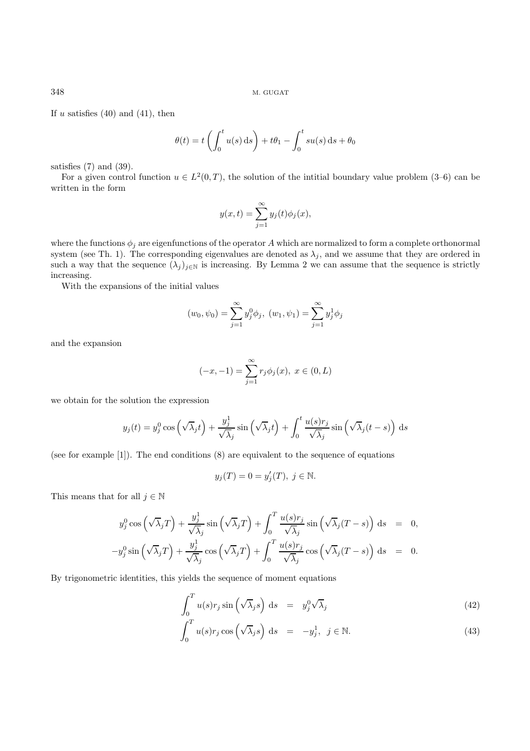If $u$ satisfies (40) and (41), then

$$\theta(t) = t\left(\int_0^t u(s)\,\mathrm{d}s\right) + t\theta_1 - \int_0^t s u(s)\,\mathrm{d}s + \theta_0$$

satisfies (7) and (39).

For a given control function $u \in L^2(0,T)$, the solution of the intitial boundary value problem (3–6) can be written in the form

$$y(x,t) = \sum_{j=1}^{\infty} y_j(t)\phi_j(x),$$

where the functions $\phi_j$ are eigenfunctions of the operator $A$ which are normalized to form a complete orthonormal system (see Th. 1). The corresponding eigenvalues are denoted as $\lambda_j$, and we assume that they are ordered in such a way that the sequence $(\lambda_j)_{j\in\mathbb{N}}$ is increasing. By Lemma 2 we can assume that the sequence is strictly increasing.

With the expansions of the initial values

$$(w_0,\psi_0) = \sum_{j=1}^{\infty} y_j^0\phi_j,\ (w_1,\psi_1) = \sum_{j=1}^{\infty} y_j^1\phi_j$$

and the expansion

$$(-x,-1) = \sum_{j=1}^{\infty} r_j\phi_j(x),\ x\in(0,L)$$

we obtain for the solution the expression

$$y_j(t) = y_j^0\cos\left(\sqrt{\lambda}_j t\right) + \frac{y_j^1}{\sqrt{\lambda}_j}\sin\left(\sqrt{\lambda}_j t\right) + \int_0^t \frac{u(s)r_j}{\sqrt{\lambda}_j}\sin\left(\sqrt{\lambda}_j(t-s)\right)\,\mathrm{d}s$$

(see for example [1]). The end conditions (8) are equivalent to the sequence of equations

$$y_j(T) = 0 = y_j'(T),\ j\in\mathbb{N}.$$

This means that for all $j\in\mathbb{N}$

$$\begin{aligned}
y_j^0\cos\left(\sqrt{\lambda}_j T\right) + \frac{y_j^1}{\sqrt{\lambda}_j}\sin\left(\sqrt{\lambda}_j T\right) + \int_0^T \frac{u(s)r_j}{\sqrt{\lambda}_j}\sin\left(\sqrt{\lambda}_j(T-s)\right)\,\mathrm{d}s &= 0,\\
-y_j^0\sin\left(\sqrt{\lambda}_j T\right) + \frac{y_j^1}{\sqrt{\lambda}_j}\cos\left(\sqrt{\lambda}_j T\right) + \int_0^T \frac{u(s)r_j}{\sqrt{\lambda}_j}\cos\left(\sqrt{\lambda}_j(T-s)\right)\,\mathrm{d}s &= 0.
\end{aligned}$$

By trigonometric identities, this yields the sequence of moment equations

$$\int_0^T u(s)r_j\sin\left(\sqrt{\lambda}_j s\right)\,\mathrm{d}s = y_j^0\sqrt{\lambda}_j \tag{42}$$

$$\int_0^T u(s)r_j\cos\left(\sqrt{\lambda}_j s\right)\,\mathrm{d}s = -y_j^1,\ \ j\in\mathbb{N}. \tag{43}$$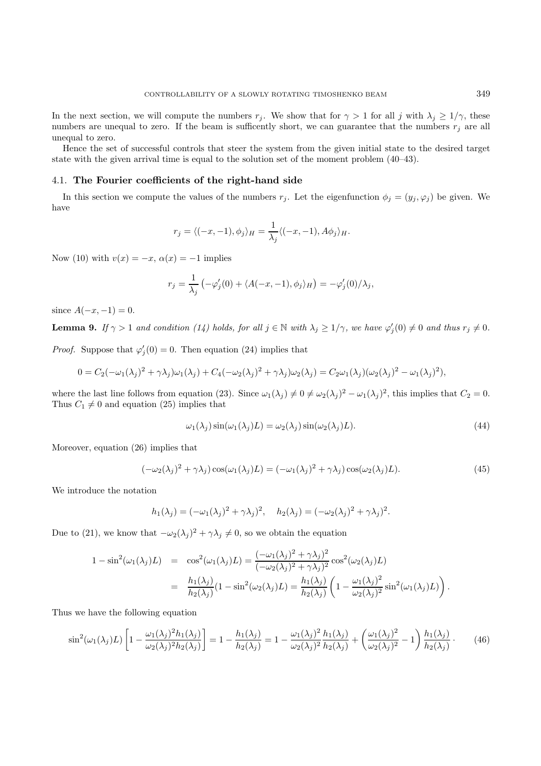In the next section, we will compute the numbers $r_j$. We show that for $\gamma > 1$ for all $j$ with $\lambda_j \geq 1/\gamma$, these numbers are unequal to zero. If the beam is sufficently short, we can guarantee that the numbers $r_j$ are all unequal to zero.

Hence the set of successful controls that steer the system from the given initial state to the desired target state with the given arrival time is equal to the solution set of the moment problem (40–43).

### 4.1. **The Fourier coefficients of the right-hand side**

In this section we compute the values of the numbers $r_j$. Let the eigenfunction $\phi_j = (y_j, \varphi_j)$ be given. We have

$$r_j = \langle (-x, -1), \phi_j \rangle_H = \frac{1}{\lambda_j} \langle (-x, -1), A\phi_j \rangle_H.$$

Now (10) with $v(x) = -x$, $\alpha(x) = -1$ implies

$$r_j = \frac{1}{\lambda_j} \left( -\varphi_j'(0) + \langle A(-x, -1), \phi_j \rangle_H \right) = -\varphi_j'(0)/\lambda_j,$$

since $A(-x, -1) = 0$.

**Lemma 9.** *If $\gamma > 1$ and condition (14) holds, for all $j \in \mathbb{N}$ with $\lambda_j \geq 1/\gamma$, we have $\varphi_j'(0) \neq 0$ and thus $r_j \neq 0$.*

*Proof.* Suppose that $\varphi_j'(0) = 0$. Then equation (24) implies that

$$0 = C_2(-\omega_1(\lambda_j)^2 + \gamma\lambda_j)\omega_1(\lambda_j) + C_4(-\omega_2(\lambda_j)^2 + \gamma\lambda_j)\omega_2(\lambda_j) = C_2\omega_1(\lambda_j)(\omega_2(\lambda_j)^2 - \omega_1(\lambda_j)^2),$$

where the last line follows from equation (23). Since $\omega_1(\lambda_j) \neq 0 \neq \omega_2(\lambda_j)^2 - \omega_1(\lambda_j)^2$, this implies that $C_2 = 0$. Thus $C_1 \neq 0$ and equation (25) implies that

$$\omega_1(\lambda_j)\sin(\omega_1(\lambda_j)L) = \omega_2(\lambda_j)\sin(\omega_2(\lambda_j)L). \tag{44}$$

Moreover, equation (26) implies that

$$(-\omega_2(\lambda_j)^2 + \gamma\lambda_j)\cos(\omega_1(\lambda_j)L) = (-\omega_1(\lambda_j)^2 + \gamma\lambda_j)\cos(\omega_2(\lambda_j)L). \tag{45}$$

We introduce the notation

$$h_1(\lambda_j) = (-\omega_1(\lambda_j)^2 + \gamma\lambda_j)^2, \quad h_2(\lambda_j) = (-\omega_2(\lambda_j)^2 + \gamma\lambda_j)^2.$$

Due to (21), we know that $-\omega_2(\lambda_j)^2 + \gamma\lambda_j \neq 0$, so we obtain the equation

$$\begin{aligned}
1 - \sin^2(\omega_1(\lambda_j)L) &= \cos^2(\omega_1(\lambda_j)L) = \frac{(-\omega_1(\lambda_j)^2 + \gamma\lambda_j)^2}{(-\omega_2(\lambda_j)^2 + \gamma\lambda_j)^2}\cos^2(\omega_2(\lambda_j)L) \\
&= \frac{h_1(\lambda_j)}{h_2(\lambda_j)}(1 - \sin^2(\omega_2(\lambda_j)L) = \frac{h_1(\lambda_j)}{h_2(\lambda_j)}\left(1 - \frac{\omega_1(\lambda_j)^2}{\omega_2(\lambda_j)^2}\sin^2(\omega_1(\lambda_j)L)\right).
\end{aligned}$$

Thus we have the following equation

$$\sin^2(\omega_1(\lambda_j)L)\left[1 - \frac{\omega_1(\lambda_j)^2 h_1(\lambda_j)}{\omega_2(\lambda_j)^2 h_2(\lambda_j)}\right] = 1 - \frac{h_1(\lambda_j)}{h_2(\lambda_j)} = 1 - \frac{\omega_1(\lambda_j)^2}{\omega_2(\lambda_j)^2}\frac{h_1(\lambda_j)}{h_2(\lambda_j)} + \left(\frac{\omega_1(\lambda_j)^2}{\omega_2(\lambda_j)^2} - 1\right)\frac{h_1(\lambda_j)}{h_2(\lambda_j)} \cdot \tag{46}$$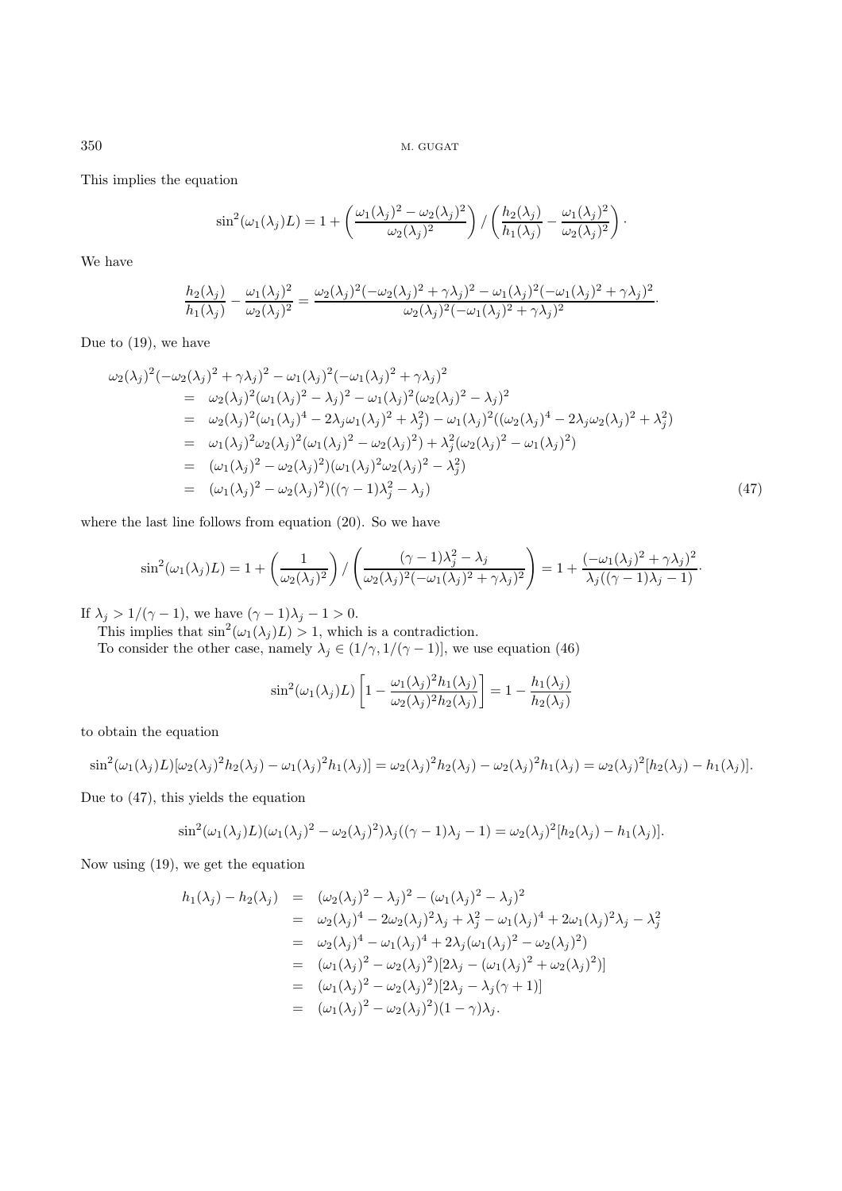This implies the equation

$$\sin^2(\omega_1(\lambda_j)L) = 1 + \left(\frac{\omega_1(\lambda_j)^2 - \omega_2(\lambda_j)^2}{\omega_2(\lambda_j)^2}\right) / \left(\frac{h_2(\lambda_j)}{h_1(\lambda_j)} - \frac{\omega_1(\lambda_j)^2}{\omega_2(\lambda_j)^2}\right).$$

We have

$$\frac{h_2(\lambda_j)}{h_1(\lambda_j)} - \frac{\omega_1(\lambda_j)^2}{\omega_2(\lambda_j)^2} = \frac{\omega_2(\lambda_j)^2(-\omega_2(\lambda_j)^2 + \gamma\lambda_j)^2 - \omega_1(\lambda_j)^2(-\omega_1(\lambda_j)^2 + \gamma\lambda_j)^2}{\omega_2(\lambda_j)^2(-\omega_1(\lambda_j)^2 + \gamma\lambda_j)^2}.$$

Due to (19), we have

$$\begin{aligned}
&\omega_2(\lambda_j)^2(-\omega_2(\lambda_j)^2 + \gamma\lambda_j)^2 - \omega_1(\lambda_j)^2(-\omega_1(\lambda_j)^2 + \gamma\lambda_j)^2 \\
&\quad= \omega_2(\lambda_j)^2(\omega_1(\lambda_j)^2 - \lambda_j)^2 - \omega_1(\lambda_j)^2(\omega_2(\lambda_j)^2 - \lambda_j)^2 \\
&\quad= \omega_2(\lambda_j)^2(\omega_1(\lambda_j)^4 - 2\lambda_j\omega_1(\lambda_j)^2 + \lambda_j^2) - \omega_1(\lambda_j)^2((\omega_2(\lambda_j)^4 - 2\lambda_j\omega_2(\lambda_j)^2 + \lambda_j^2) \\
&\quad= \omega_1(\lambda_j)^2\omega_2(\lambda_j)^2(\omega_1(\lambda_j)^2 - \omega_2(\lambda_j)^2) + \lambda_j^2(\omega_2(\lambda_j)^2 - \omega_1(\lambda_j)^2) \\
&\quad= (\omega_1(\lambda_j)^2 - \omega_2(\lambda_j)^2)(\omega_1(\lambda_j)^2\omega_2(\lambda_j)^2 - \lambda_j^2) \\
&\quad= (\omega_1(\lambda_j)^2 - \omega_2(\lambda_j)^2)((\gamma - 1)\lambda_j^2 - \lambda_j)
\end{aligned} \tag{47}$$

where the last line follows from equation (20). So we have

$$\sin^2(\omega_1(\lambda_j)L) = 1 + \left(\frac{1}{\omega_2(\lambda_j)^2}\right) / \left(\frac{(\gamma-1)\lambda_j^2 - \lambda_j}{\omega_2(\lambda_j)^2(-\omega_1(\lambda_j)^2 + \gamma\lambda_j)^2}\right) = 1 + \frac{(-\omega_1(\lambda_j)^2 + \gamma\lambda_j)^2}{\lambda_j((\gamma-1)\lambda_j - 1)}.$$

If $\lambda_j > 1/(\gamma - 1)$, we have $(\gamma - 1)\lambda_j - 1 > 0$.

This implies that $\sin^2(\omega_1(\lambda_j)L) > 1$, which is a contradiction.

To consider the other case, namely $\lambda_j \in (1/\gamma, 1/(\gamma - 1)]$, we use equation (46)

$$\sin^2(\omega_1(\lambda_j)L)\left[1 - \frac{\omega_1(\lambda_j)^2 h_1(\lambda_j)}{\omega_2(\lambda_j)^2 h_2(\lambda_j)}\right] = 1 - \frac{h_1(\lambda_j)}{h_2(\lambda_j)}$$

to obtain the equation

$$\sin^2(\omega_1(\lambda_j)L)[\omega_2(\lambda_j)^2 h_2(\lambda_j) - \omega_1(\lambda_j)^2 h_1(\lambda_j)] = \omega_2(\lambda_j)^2 h_2(\lambda_j) - \omega_2(\lambda_j)^2 h_1(\lambda_j) = \omega_2(\lambda_j)^2[h_2(\lambda_j) - h_1(\lambda_j)].$$

Due to (47), this yields the equation

$$\sin^2(\omega_1(\lambda_j)L)(\omega_1(\lambda_j)^2 - \omega_2(\lambda_j)^2)\lambda_j((\gamma-1)\lambda_j - 1) = \omega_2(\lambda_j)^2[h_2(\lambda_j) - h_1(\lambda_j)].$$

Now using (19), we get the equation

$$\begin{aligned}
h_1(\lambda_j) - h_2(\lambda_j) &= (\omega_2(\lambda_j)^2 - \lambda_j)^2 - (\omega_1(\lambda_j)^2 - \lambda_j)^2 \\
&= \omega_2(\lambda_j)^4 - 2\omega_2(\lambda_j)^2\lambda_j + \lambda_j^2 - \omega_1(\lambda_j)^4 + 2\omega_1(\lambda_j)^2\lambda_j - \lambda_j^2 \\
&= \omega_2(\lambda_j)^4 - \omega_1(\lambda_j)^4 + 2\lambda_j(\omega_1(\lambda_j)^2 - \omega_2(\lambda_j)^2) \\
&= (\omega_1(\lambda_j)^2 - \omega_2(\lambda_j)^2)[2\lambda_j - (\omega_1(\lambda_j)^2 + \omega_2(\lambda_j)^2)] \\
&= (\omega_1(\lambda_j)^2 - \omega_2(\lambda_j)^2)[2\lambda_j - \lambda_j(\gamma + 1)] \\
&= (\omega_1(\lambda_j)^2 - \omega_2(\lambda_j)^2)(1 - \gamma)\lambda_j.
\end{aligned}$$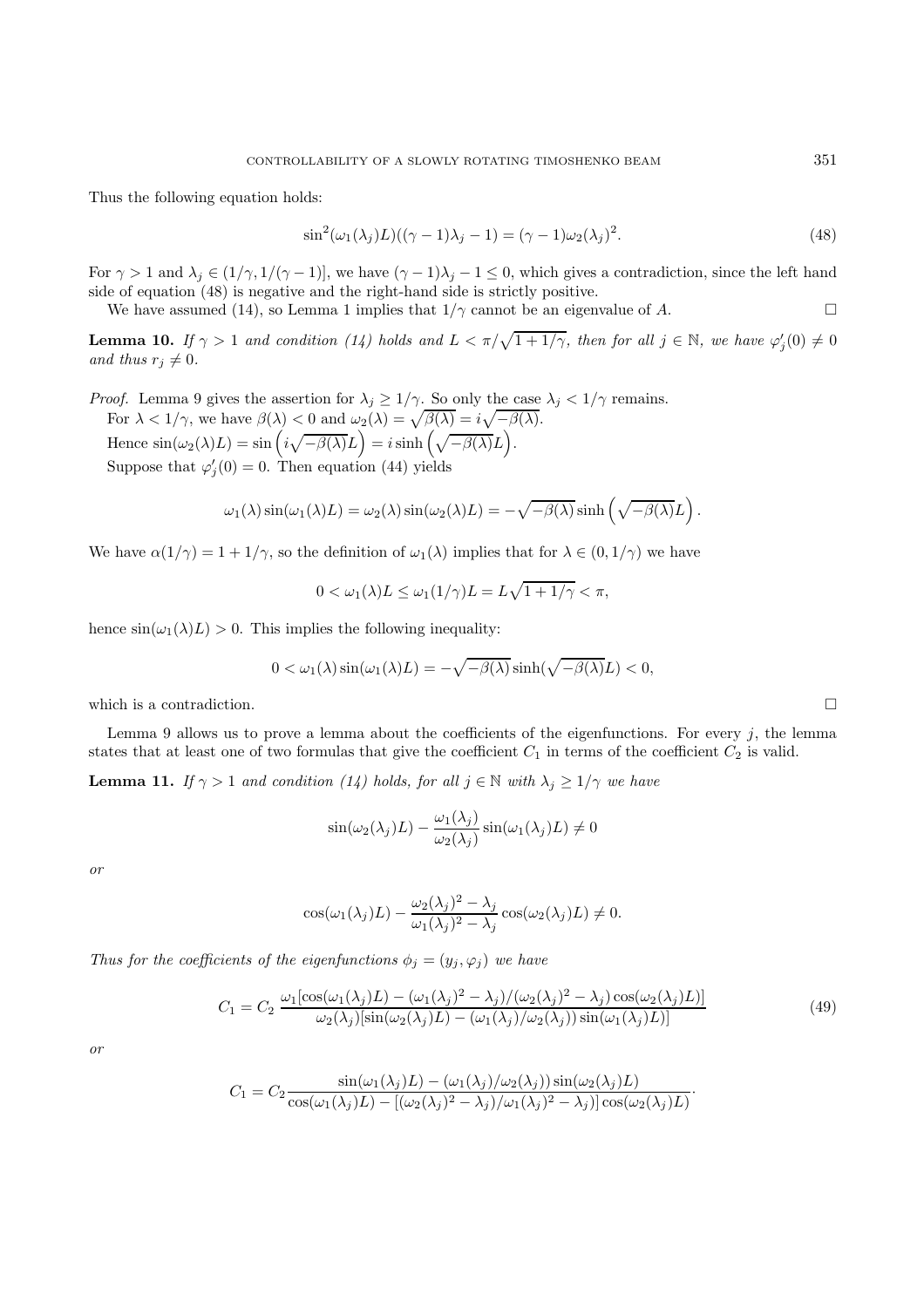Thus the following equation holds:

$$\sin^2(\omega_1(\lambda_j)L)((\gamma-1)\lambda_j - 1) = (\gamma-1)\omega_2(\lambda_j)^2. \tag{48}$$

For $\gamma > 1$ and $\lambda_j \in (1/\gamma, 1/(\gamma-1)]$, we have $(\gamma-1)\lambda_j - 1 \leq 0$, which gives a contradiction, since the left hand side of equation (48) is negative and the right-hand side is strictly positive.

We have assumed (14), so Lemma 1 implies that $1/\gamma$ cannot be an eigenvalue of $A$. $\square$

**Lemma 10.** *If $\gamma > 1$ and condition (14) holds and $L < \pi/\sqrt{1+1/\gamma}$, then for all $j \in \mathbb{N}$, we have $\varphi_j'(0) \neq 0$ and thus $r_j \neq 0$.*

*Proof.* Lemma 9 gives the assertion for $\lambda_j \geq 1/\gamma$. So only the case $\lambda_j < 1/\gamma$ remains.

For $\lambda < 1/\gamma$, we have $\beta(\lambda) < 0$ and $\omega_2(\lambda) = \sqrt{\beta(\lambda)} = i\sqrt{-\beta(\lambda)}$.

Hence $\sin(\omega_2(\lambda)L) = \sin\left(i\sqrt{-\beta(\lambda)}L\right) = i\sinh\left(\sqrt{-\beta(\lambda)}L\right)$.

Suppose that $\varphi_j'(0) = 0$. Then equation (44) yields

$$\omega_1(\lambda)\sin(\omega_1(\lambda)L) = \omega_2(\lambda)\sin(\omega_2(\lambda)L) = -\sqrt{-\beta(\lambda)}\sinh\left(\sqrt{-\beta(\lambda)}L\right).$$

We have $\alpha(1/\gamma) = 1 + 1/\gamma$, so the definition of $\omega_1(\lambda)$ implies that for $\lambda \in (0, 1/\gamma)$ we have

$$0 < \omega_1(\lambda)L \leq \omega_1(1/\gamma)L = L\sqrt{1+1/\gamma} < \pi,$$

hence $\sin(\omega_1(\lambda)L) > 0$. This implies the following inequality:

$$0 < \omega_1(\lambda)\sin(\omega_1(\lambda)L) = -\sqrt{-\beta(\lambda)}\sinh(\sqrt{-\beta(\lambda)}L) < 0,$$

which is a contradiction. $\square$

Lemma 9 allows us to prove a lemma about the coefficients of the eigenfunctions. For every $j$, the lemma states that at least one of two formulas that give the coefficient $C_1$ in terms of the coefficient $C_2$ is valid.

**Lemma 11.** *If $\gamma > 1$ and condition (14) holds, for all $j \in \mathbb{N}$ with $\lambda_j \geq 1/\gamma$ we have*

$$\sin(\omega_2(\lambda_j)L) - \frac{\omega_1(\lambda_j)}{\omega_2(\lambda_j)}\sin(\omega_1(\lambda_j)L) \neq 0$$

*or*

$$\cos(\omega_1(\lambda_j)L) - \frac{\omega_2(\lambda_j)^2 - \lambda_j}{\omega_1(\lambda_j)^2 - \lambda_j}\cos(\omega_2(\lambda_j)L) \neq 0.$$

*Thus for the coefficients of the eigenfunctions $\phi_j = (y_j, \varphi_j)$ we have*

$$C_1 = C_2\,\frac{\omega_1[\cos(\omega_1(\lambda_j)L) - (\omega_1(\lambda_j)^2 - \lambda_j)/(\omega_2(\lambda_j)^2 - \lambda_j)\cos(\omega_2(\lambda_j)L)]}{\omega_2(\lambda_j)[\sin(\omega_2(\lambda_j)L) - (\omega_1(\lambda_j)/\omega_2(\lambda_j))\sin(\omega_1(\lambda_j)L)]} \tag{49}$$

*or*

$$C_1 = C_2\frac{\sin(\omega_1(\lambda_j)L) - (\omega_1(\lambda_j)/\omega_2(\lambda_j))\sin(\omega_2(\lambda_j)L)}{\cos(\omega_1(\lambda_j)L) - [(\omega_2(\lambda_j)^2 - \lambda_j)/\omega_1(\lambda_j)^2 - \lambda_j)]\cos(\omega_2(\lambda_j)L)}.$$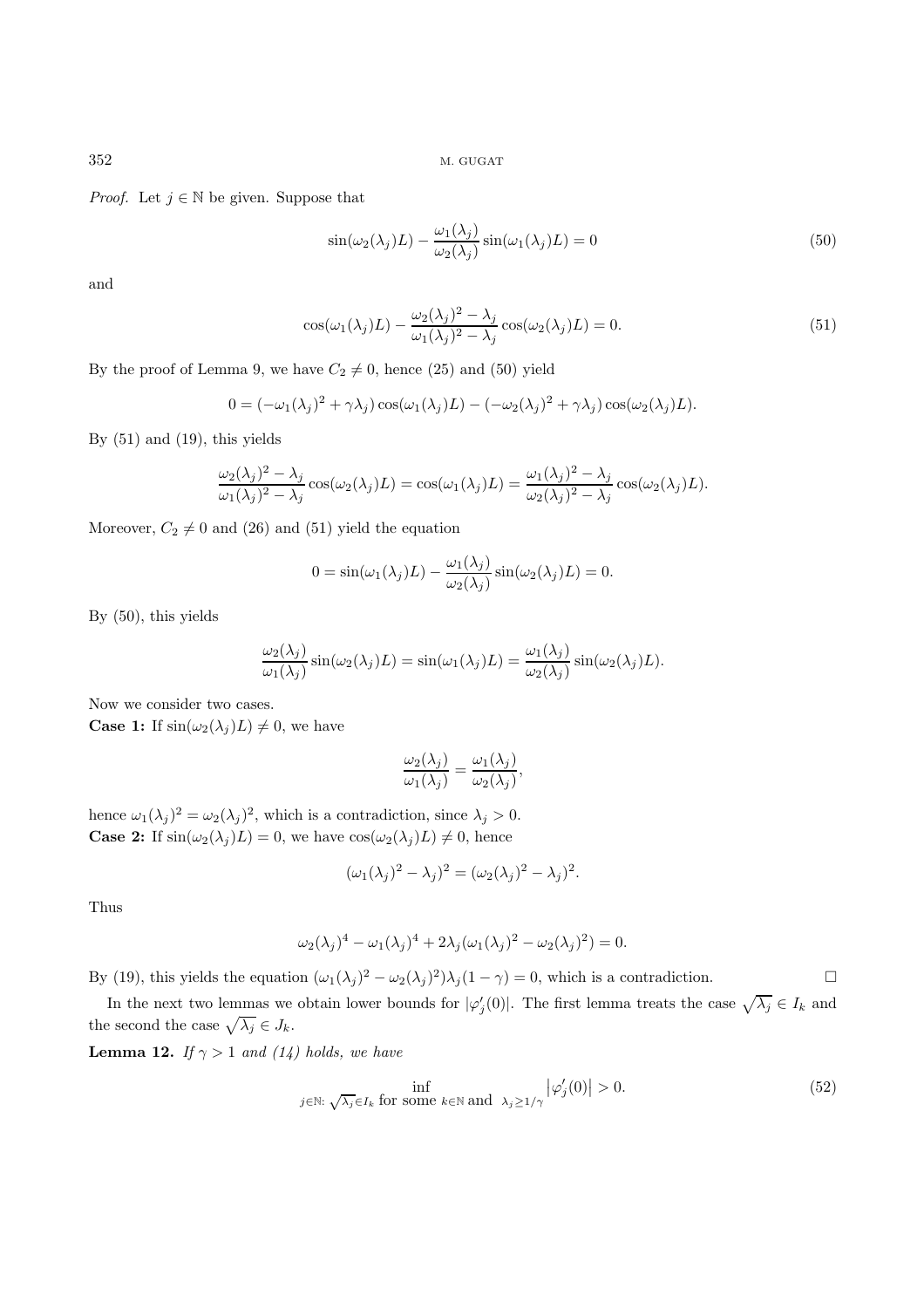*Proof.* Let $j \in \mathbb{N}$ be given. Suppose that

$$\sin(\omega_2(\lambda_j)L) - \frac{\omega_1(\lambda_j)}{\omega_2(\lambda_j)} \sin(\omega_1(\lambda_j)L) = 0 \tag{50}$$

and

$$\cos(\omega_1(\lambda_j)L) - \frac{\omega_2(\lambda_j)^2 - \lambda_j}{\omega_1(\lambda_j)^2 - \lambda_j} \cos(\omega_2(\lambda_j)L) = 0. \tag{51}$$

By the proof of Lemma 9, we have $C_2 \neq 0$, hence (25) and (50) yield

$$0 = (-\omega_1(\lambda_j)^2 + \gamma\lambda_j)\cos(\omega_1(\lambda_j)L) - (-\omega_2(\lambda_j)^2 + \gamma\lambda_j)\cos(\omega_2(\lambda_j)L).$$

By (51) and (19), this yields

$$\frac{\omega_2(\lambda_j)^2 - \lambda_j}{\omega_1(\lambda_j)^2 - \lambda_j} \cos(\omega_2(\lambda_j)L) = \cos(\omega_1(\lambda_j)L) = \frac{\omega_1(\lambda_j)^2 - \lambda_j}{\omega_2(\lambda_j)^2 - \lambda_j} \cos(\omega_2(\lambda_j)L).$$

Moreover, $C_2 \neq 0$ and (26) and (51) yield the equation

$$0 = \sin(\omega_1(\lambda_j)L) - \frac{\omega_1(\lambda_j)}{\omega_2(\lambda_j)} \sin(\omega_2(\lambda_j)L) = 0.$$

By (50), this yields

$$\frac{\omega_2(\lambda_j)}{\omega_1(\lambda_j)} \sin(\omega_2(\lambda_j)L) = \sin(\omega_1(\lambda_j)L) = \frac{\omega_1(\lambda_j)}{\omega_2(\lambda_j)} \sin(\omega_2(\lambda_j)L).$$

Now we consider two cases.

**Case 1:** If $\sin(\omega_2(\lambda_j)L) \neq 0$, we have

$$\frac{\omega_2(\lambda_j)}{\omega_1(\lambda_j)} = \frac{\omega_1(\lambda_j)}{\omega_2(\lambda_j)},$$

hence $\omega_1(\lambda_j)^2 = \omega_2(\lambda_j)^2$, which is a contradiction, since $\lambda_j > 0$.

**Case 2:** If $\sin(\omega_2(\lambda_j)L) = 0$, we have $\cos(\omega_2(\lambda_j)L) \neq 0$, hence

$$(\omega_1(\lambda_j)^2 - \lambda_j)^2 = (\omega_2(\lambda_j)^2 - \lambda_j)^2.$$

Thus

$$\omega_2(\lambda_j)^4 - \omega_1(\lambda_j)^4 + 2\lambda_j(\omega_1(\lambda_j)^2 - \omega_2(\lambda_j)^2) = 0.$$

By (19), this yields the equation $(\omega_1(\lambda_j)^2 - \omega_2(\lambda_j)^2)\lambda_j(1-\gamma) = 0$, which is a contradiction. $\square$

In the next two lemmas we obtain lower bounds for $|\varphi_j'(0)|$. The first lemma treats the case $\sqrt{\lambda_j} \in I_k$ and the second the case $\sqrt{\lambda_j} \in J_k$.

**Lemma 12.** *If $\gamma > 1$ and (14) holds, we have*

$$\inf_{j \in \mathbb{N}:\ \sqrt{\lambda_j} \in I_k \text{ for some } k \in \mathbb{N} \text{ and } \ \lambda_j \geq 1/\gamma} \left|\varphi_j'(0)\right| > 0. \tag{52}$$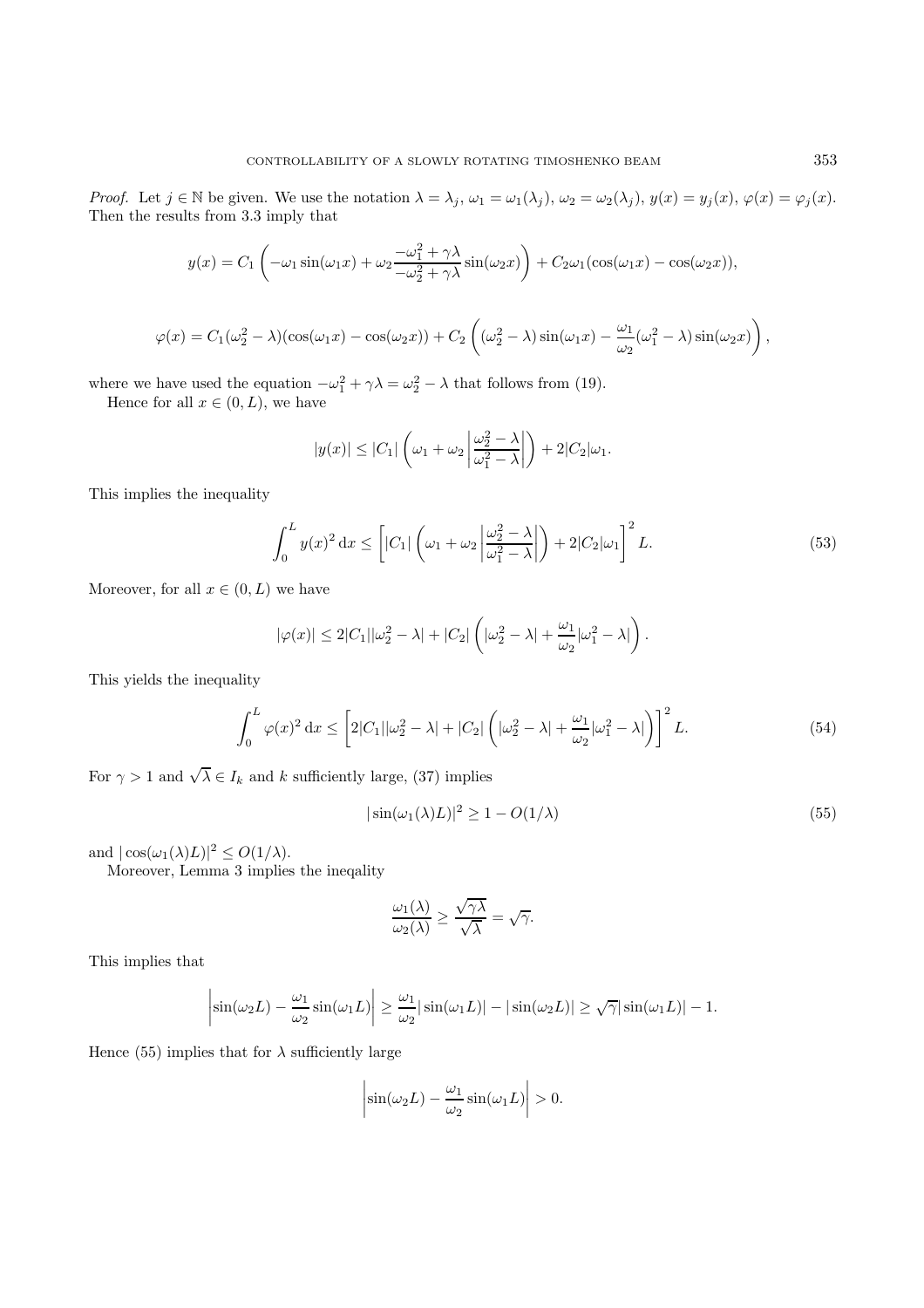*Proof.* Let $j \in \mathbb{N}$ be given. We use the notation $\lambda = \lambda_j$, $\omega_1 = \omega_1(\lambda_j)$, $\omega_2 = \omega_2(\lambda_j)$, $y(x) = y_j(x)$, $\varphi(x) = \varphi_j(x)$. Then the results from 3.3 imply that

$$y(x) = C_1 \left( -\omega_1 \sin(\omega_1 x) + \omega_2 \frac{-\omega_1^2 + \gamma\lambda}{-\omega_2^2 + \gamma\lambda} \sin(\omega_2 x) \right) + C_2 \omega_1 (\cos(\omega_1 x) - \cos(\omega_2 x)),$$

$$\varphi(x) = C_1 (\omega_2^2 - \lambda)(\cos(\omega_1 x) - \cos(\omega_2 x)) + C_2 \left( (\omega_2^2 - \lambda) \sin(\omega_1 x) - \frac{\omega_1}{\omega_2} (\omega_1^2 - \lambda) \sin(\omega_2 x) \right),$$

where we have used the equation $-\omega_1^2 + \gamma\lambda = \omega_2^2 - \lambda$ that follows from (19).

Hence for all $x \in (0, L)$, we have

$$|y(x)| \le |C_1| \left( \omega_1 + \omega_2 \left| \frac{\omega_2^2 - \lambda}{\omega_1^2 - \lambda} \right| \right) + 2|C_2| \omega_1.$$

This implies the inequality

$$\int_0^L y(x)^2 \, \mathrm{d}x \le \left[ |C_1| \left( \omega_1 + \omega_2 \left| \frac{\omega_2^2 - \lambda}{\omega_1^2 - \lambda} \right| \right) + 2|C_2| \omega_1 \right]^2 L. \tag{53}$$

Moreover, for all $x \in (0, L)$ we have

$$|\varphi(x)| \le 2|C_1| |\omega_2^2 - \lambda| + |C_2| \left( |\omega_2^2 - \lambda| + \frac{\omega_1}{\omega_2} |\omega_1^2 - \lambda| \right).$$

This yields the inequality

$$\int_0^L \varphi(x)^2 \, \mathrm{d}x \le \left[ 2|C_1| |\omega_2^2 - \lambda| + |C_2| \left( |\omega_2^2 - \lambda| + \frac{\omega_1}{\omega_2} |\omega_1^2 - \lambda| \right) \right]^2 L. \tag{54}$$

For $\gamma > 1$ and $\sqrt{\lambda} \in I_k$ and $k$ sufficiently large, (37) implies

$$|\sin(\omega_1(\lambda) L)|^2 \ge 1 - O(1/\lambda) \tag{55}$$

and $|\cos(\omega_1(\lambda) L)|^2 \le O(1/\lambda)$.

Moreover, Lemma 3 implies the ineqality

$$\frac{\omega_1(\lambda)}{\omega_2(\lambda)} \ge \frac{\sqrt{\gamma\lambda}}{\sqrt{\lambda}} = \sqrt{\gamma}.$$

This implies that

$$\left| \sin(\omega_2 L) - \frac{\omega_1}{\omega_2} \sin(\omega_1 L) \right| \ge \frac{\omega_1}{\omega_2} |\sin(\omega_1 L)| - |\sin(\omega_2 L)| \ge \sqrt{\gamma} |\sin(\omega_1 L)| - 1.$$

Hence (55) implies that for $\lambda$ sufficiently large

$$\left| \sin(\omega_2 L) - \frac{\omega_1}{\omega_2} \sin(\omega_1 L) \right| > 0.$$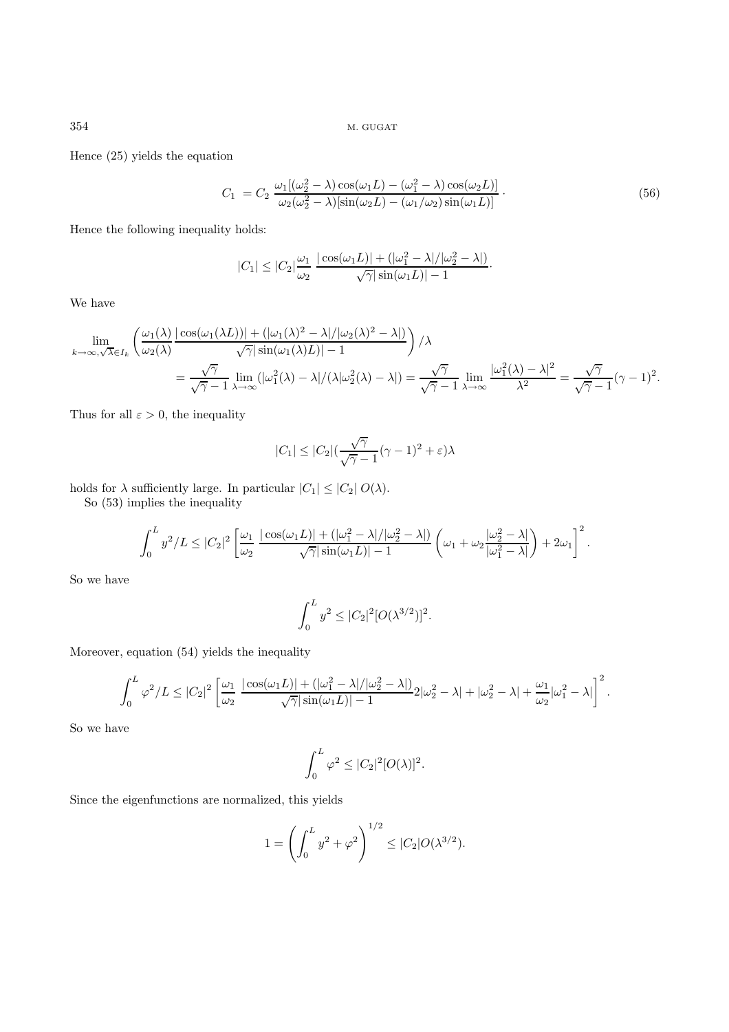Hence (25) yields the equation

$$C_1 \; = C_2 \; \frac{\omega_1 [(\omega_2^2 - \lambda)\cos(\omega_1 L) - (\omega_1^2 - \lambda)\cos(\omega_2 L)]}{\omega_2(\omega_2^2 - \lambda)[\sin(\omega_2 L) - (\omega_1/\omega_2)\sin(\omega_1 L)]} \, . \tag{56}$$

Hence the following inequality holds:

$$|C_1| \leq |C_2| \frac{\omega_1}{\omega_2} \; \frac{|\cos(\omega_1 L)| + (|\omega_1^2 - \lambda|/|\omega_2^2 - \lambda|)}{\sqrt{\gamma}|\sin(\omega_1 L)| - 1}.$$

We have

$$\lim_{k\to\infty, \sqrt{\lambda}\in I_k} \left( \frac{\omega_1(\lambda)}{\omega_2(\lambda)} \frac{|\cos(\omega_1(\lambda L))| + (|\omega_1(\lambda)^2 - \lambda|/|\omega_2(\lambda)^2 - \lambda|)}{\sqrt{\gamma}|\sin(\omega_1(\lambda)L)| - 1} \right) / \lambda$$
$$= \frac{\sqrt{\gamma}}{\sqrt{\gamma} - 1} \lim_{\lambda\to\infty} (|\omega_1^2(\lambda) - \lambda|/(\lambda|\omega_2^2(\lambda) - \lambda|) = \frac{\sqrt{\gamma}}{\sqrt{\gamma} - 1} \lim_{\lambda\to\infty} \frac{|\omega_1^2(\lambda) - \lambda|^2}{\lambda^2} = \frac{\sqrt{\gamma}}{\sqrt{\gamma} - 1}(\gamma - 1)^2.$$

Thus for all $\varepsilon > 0$, the inequality

$$|C_1| \leq |C_2| (\frac{\sqrt{\gamma}}{\sqrt{\gamma} - 1}(\gamma - 1)^2 + \varepsilon)\lambda$$

holds for $\lambda$ sufficiently large. In particular $|C_1| \leq |C_2| \; O(\lambda)$.

So (53) implies the inequality

$$\int_0^L y^2/L \leq |C_2|^2 \left[ \frac{\omega_1}{\omega_2} \; \frac{|\cos(\omega_1 L)| + (|\omega_1^2 - \lambda|/|\omega_2^2 - \lambda|)}{\sqrt{\gamma}|\sin(\omega_1 L)| - 1} \left( \omega_1 + \omega_2 \frac{|\omega_2^2 - \lambda|}{|\omega_1^2 - \lambda|} \right) + 2\omega_1 \right]^2.$$

So we have

$$\int_0^L y^2 \leq |C_2|^2 [O(\lambda^{3/2})]^2.$$

Moreover, equation (54) yields the inequality

$$\int_0^L \varphi^2/L \leq |C_2|^2 \left[ \frac{\omega_1}{\omega_2} \; \frac{|\cos(\omega_1 L)| + (|\omega_1^2 - \lambda|/|\omega_2^2 - \lambda|)}{\sqrt{\gamma}|\sin(\omega_1 L)| - 1} 2|\omega_2^2 - \lambda| + |\omega_2^2 - \lambda| + \frac{\omega_1}{\omega_2}|\omega_1^2 - \lambda| \right]^2.$$

So we have

$$\int_0^L \varphi^2 \leq |C_2|^2 [O(\lambda)]^2.$$

Since the eigenfunctions are normalized, this yields

$$1 = \left( \int_0^L y^2 + \varphi^2 \right)^{1/2} \leq |C_2| O(\lambda^{3/2}).$$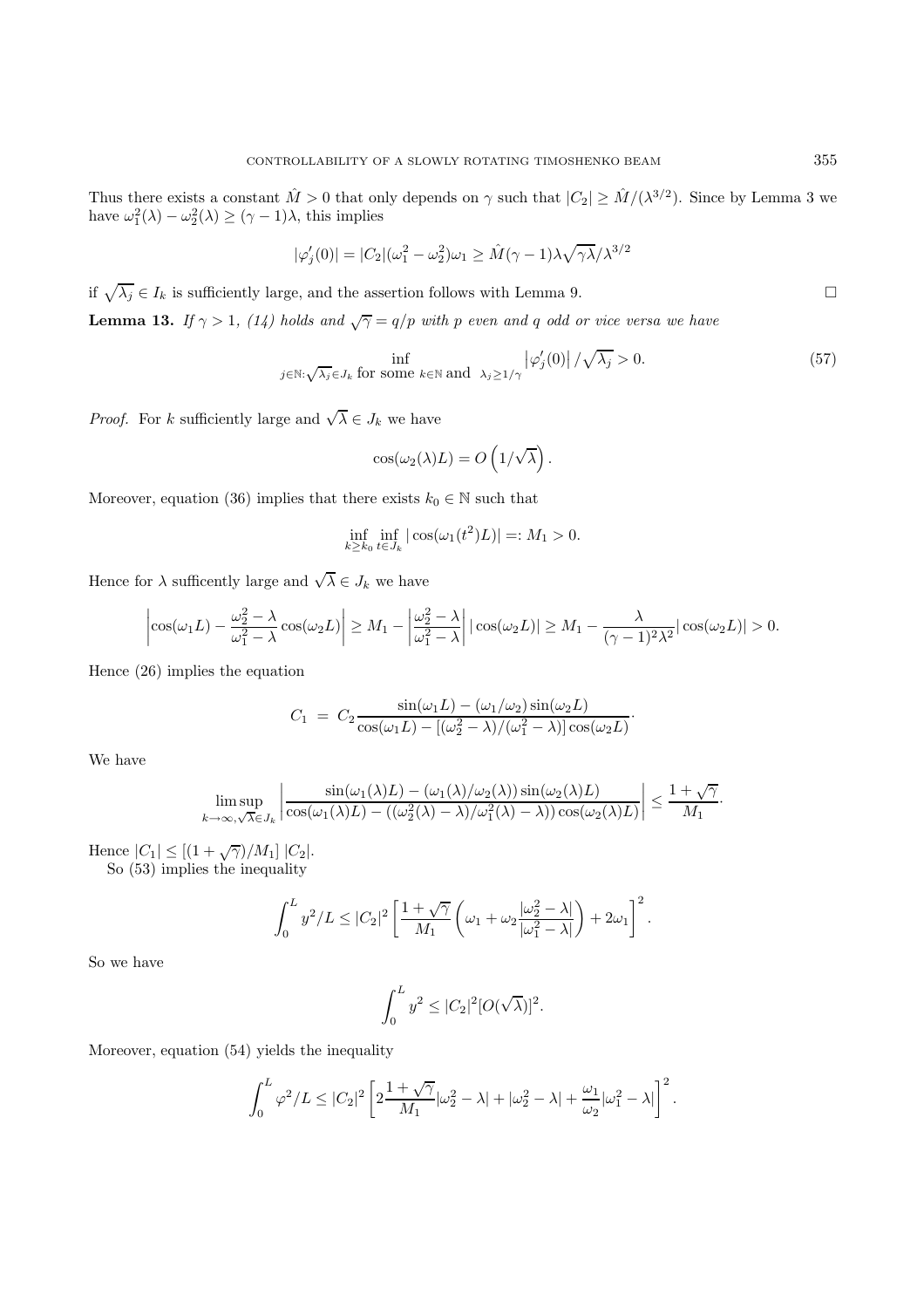Thus there exists a constant $\hat{M} > 0$ that only depends on $\gamma$ such that $|C_2| \geq \hat{M}/(\lambda^{3/2})$. Since by Lemma 3 we have $\omega_1^2(\lambda) - \omega_2^2(\lambda) \geq (\gamma - 1)\lambda$, this implies

$$|\varphi_j'(0)| = |C_2|(\omega_1^2 - \omega_2^2)\omega_1 \geq \hat{M}(\gamma - 1)\lambda\sqrt{\gamma\lambda}/\lambda^{3/2}$$

if $\sqrt{\lambda_j} \in I_k$ is sufficiently large, and the assertion follows with Lemma 9. $\square$

**Lemma 13.** *If $\gamma > 1$, (14) holds and $\sqrt{\gamma} = q/p$ with $p$ even and $q$ odd or vice versa we have*

$$\inf_{j\in\mathbb{N}:\sqrt{\lambda_j}\in J_k \text{ for some } k\in\mathbb{N} \text{ and } \lambda_j\geq 1/\gamma} \left|\varphi_j'(0)\right|/\sqrt{\lambda_j} > 0. \tag{57}$$

*Proof.* For $k$ sufficiently large and $\sqrt{\lambda} \in J_k$ we have

$$\cos(\omega_2(\lambda)L) = O\left(1/\sqrt{\lambda}\right).$$

Moreover, equation (36) implies that there exists $k_0 \in \mathbb{N}$ such that

$$\inf_{k\geq k_0} \inf_{t\in J_k} |\cos(\omega_1(t^2)L)| =: M_1 > 0.$$

Hence for $\lambda$ sufficently large and $\sqrt{\lambda} \in J_k$ we have

$$\left|\cos(\omega_1 L) - \frac{\omega_2^2 - \lambda}{\omega_1^2 - \lambda}\cos(\omega_2 L)\right| \geq M_1 - \left|\frac{\omega_2^2 - \lambda}{\omega_1^2 - \lambda}\right| |\cos(\omega_2 L)| \geq M_1 - \frac{\lambda}{(\gamma-1)^2\lambda^2}|\cos(\omega_2 L)| > 0.$$

Hence (26) implies the equation

$$C_1 \;=\; C_2 \frac{\sin(\omega_1 L) - (\omega_1/\omega_2)\sin(\omega_2 L)}{\cos(\omega_1 L) - [(\omega_2^2 - \lambda)/(\omega_1^2 - \lambda)]\cos(\omega_2 L)}\cdot$$

We have

$$\limsup_{k\to\infty,\sqrt{\lambda}\in J_k} \left|\frac{\sin(\omega_1(\lambda)L) - (\omega_1(\lambda)/\omega_2(\lambda))\sin(\omega_2(\lambda)L)}{\cos(\omega_1(\lambda)L) - ((\omega_2^2(\lambda) - \lambda)/\omega_1^2(\lambda) - \lambda))\cos(\omega_2(\lambda)L)}\right| \leq \frac{1+\sqrt{\gamma}}{M_1}\cdot$$

Hence $|C_1| \leq [(1+\sqrt{\gamma})/M_1]\;|C_2|$.

So (53) implies the inequality

$$\int_0^L y^2/L \leq |C_2|^2 \left[\frac{1+\sqrt{\gamma}}{M_1}\left(\omega_1 + \omega_2\frac{|\omega_2^2 - \lambda|}{|\omega_1^2 - \lambda|}\right) + 2\omega_1\right]^2.$$

So we have

$$\int_0^L y^2 \leq |C_2|^2[O(\sqrt{\lambda})]^2.$$

Moreover, equation (54) yields the inequality

$$\int_0^L \varphi^2/L \leq |C_2|^2 \left[2\frac{1+\sqrt{\gamma}}{M_1}|\omega_2^2 - \lambda| + |\omega_2^2 - \lambda| + \frac{\omega_1}{\omega_2}|\omega_1^2 - \lambda|\right]^2.$$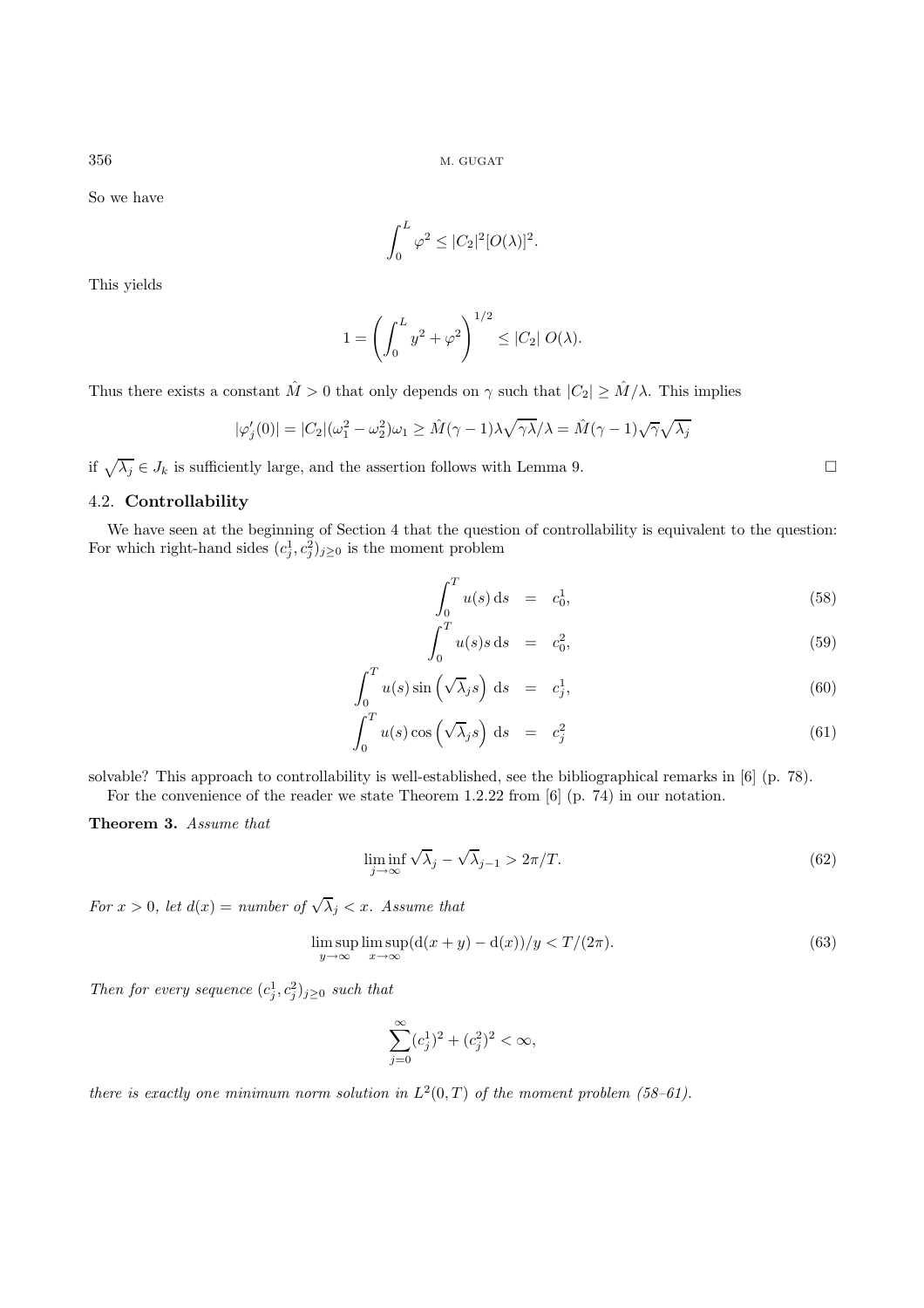So we have

$$\int_0^L \varphi^2 \leq |C_2|^2 [O(\lambda)]^2.$$

This yields

$$1 = \left( \int_0^L y^2 + \varphi^2 \right)^{1/2} \leq |C_2| \; O(\lambda).$$

Thus there exists a constant $\hat{M} > 0$ that only depends on $\gamma$ such that $|C_2| \geq \hat{M}/\lambda$. This implies

$$|\varphi_j'(0)| = |C_2|(\omega_1^2 - \omega_2^2)\omega_1 \geq \hat{M}(\gamma - 1)\lambda\sqrt{\gamma\lambda}/\lambda = \hat{M}(\gamma-1)\sqrt{\gamma}\sqrt{\lambda_j}$$

if $\sqrt{\lambda_j} \in J_k$ is sufficiently large, and the assertion follows with Lemma 9. □

### 4.2. **Controllability**

We have seen at the beginning of Section 4 that the question of controllability is equivalent to the question: For which right-hand sides $(c_j^1, c_j^2)_{j\geq 0}$ is the moment problem

$$\int_0^T u(s)\,\mathrm{d}s = c_0^1, \tag{58}$$

$$\int_0^T u(s) s\,\mathrm{d}s = c_0^2, \tag{59}$$

$$\int_0^T u(s) \sin\left(\sqrt{\lambda_j} s\right)\,\mathrm{d}s = c_j^1, \tag{60}$$

$$\int_0^T u(s) \cos\left(\sqrt{\lambda_j} s\right)\,\mathrm{d}s = c_j^2 \tag{61}$$

solvable? This approach to controllability is well-established, see the bibliographical remarks in [6] (p. 78).

For the convenience of the reader we state Theorem 1.2.22 from [6] (p. 74) in our notation.

**Theorem 3.** *Assume that*

$$\liminf_{j\to\infty} \sqrt{\lambda_j} - \sqrt{\lambda_{j-1}} > 2\pi/T. \tag{62}$$

*For $x > 0$, let $d(x)$ = number of $\sqrt{\lambda_j} < x$. Assume that*

$$\limsup_{y\to\infty} \limsup_{x\to\infty} (\mathrm{d}(x+y) - \mathrm{d}(x))/y < T/(2\pi). \tag{63}$$

*Then for every sequence $(c_j^1, c_j^2)_{j\geq 0}$ such that*

$$\sum_{j=0}^{\infty} (c_j^1)^2 + (c_j^2)^2 < \infty,$$

*there is exactly one minimum norm solution in $L^2(0,T)$ of the moment problem (58–61).*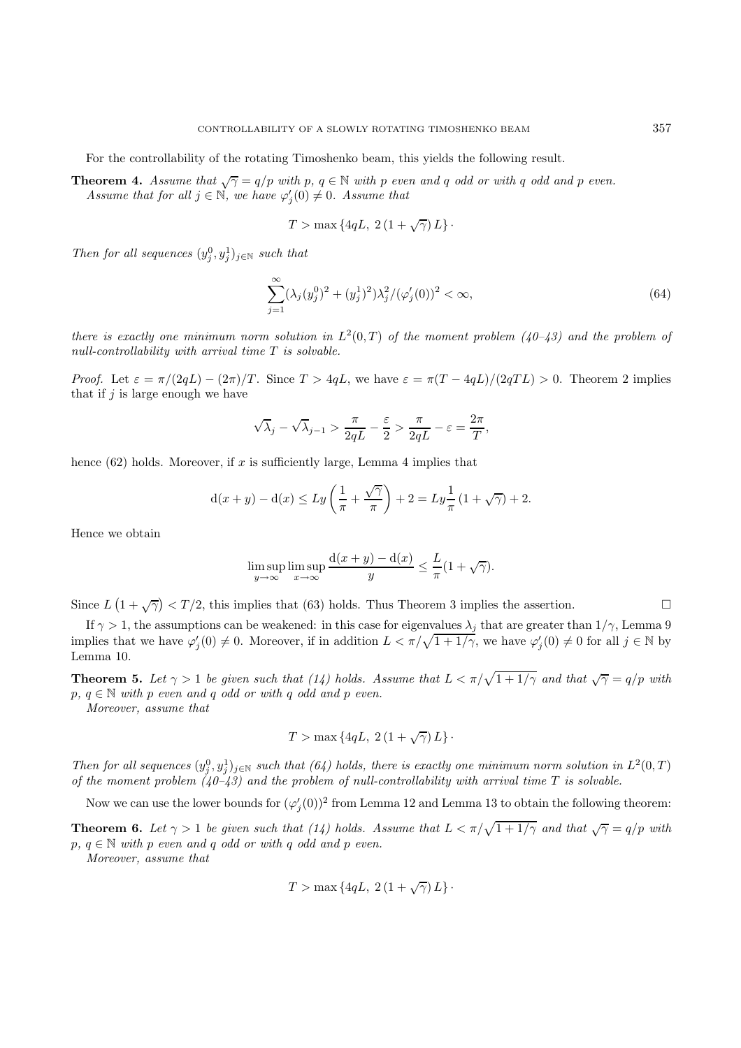For the controllability of the rotating Timoshenko beam, this yields the following result.

**Theorem 4.** *Assume that $\sqrt{\gamma} = q/p$ with $p,\, q \in \mathbb{N}$ with $p$ even and $q$ odd or with $q$ odd and $p$ even. Assume that for all $j \in \mathbb{N}$, we have $\varphi_j'(0) \neq 0$. Assume that*

$$T > \max\left\{4qL,\ 2\,(1+\sqrt{\gamma})\,L\right\}\cdot$$

*Then for all sequences $(y_j^0, y_j^1)_{j\in\mathbb{N}}$ such that*

$$\sum_{j=1}^{\infty} (\lambda_j (y_j^0)^2 + (y_j^1)^2)\lambda_j^2/(\varphi_j'(0))^2 < \infty, \tag{64}$$

*there is exactly one minimum norm solution in $L^2(0,T)$ of the moment problem (40–43) and the problem of null-controllability with arrival time $T$ is solvable.*

*Proof.* Let $\varepsilon = \pi/(2qL) - (2\pi)/T$. Since $T > 4qL$, we have $\varepsilon = \pi(T-4qL)/(2qTL) > 0$. Theorem 2 implies that if $j$ is large enough we have

$$\sqrt{\lambda}_j - \sqrt{\lambda}_{j-1} > \frac{\pi}{2qL} - \frac{\varepsilon}{2} > \frac{\pi}{2qL} - \varepsilon = \frac{2\pi}{T},$$

hence (62) holds. Moreover, if $x$ is sufficiently large, Lemma 4 implies that

$$\mathrm{d}(x+y) - \mathrm{d}(x) \leq Ly\left(\frac{1}{\pi} + \frac{\sqrt{\gamma}}{\pi}\right) + 2 = Ly\frac{1}{\pi}\,(1+\sqrt{\gamma}) + 2.$$

Hence we obtain

$$\limsup_{y\to\infty}\limsup_{x\to\infty} \frac{\mathrm{d}(x+y) - \mathrm{d}(x)}{y} \leq \frac{L}{\pi}(1+\sqrt{\gamma}).$$

Since $L\left(1+\sqrt{\gamma}\right) < T/2$, this implies that (63) holds. Thus Theorem 3 implies the assertion. $\square$

If $\gamma > 1$, the assumptions can be weakened: in this case for eigenvalues $\lambda_j$ that are greater than $1/\gamma$, Lemma 9 implies that we have $\varphi_j'(0) \neq 0$. Moreover, if in addition $L < \pi/\sqrt{1+1/\gamma}$, we have $\varphi_j'(0) \neq 0$ for all $j \in \mathbb{N}$ by Lemma 10.

**Theorem 5.** *Let $\gamma > 1$ be given such that (14) holds. Assume that $L < \pi/\sqrt{1+1/\gamma}$ and that $\sqrt{\gamma} = q/p$ with $p,\, q \in \mathbb{N}$ with $p$ even and $q$ odd or with $q$ odd and $p$ even.*

*Moreover, assume that*

$$T > \max\left\{4qL,\ 2\,(1+\sqrt{\gamma})\,L\right\}\cdot$$

*Then for all sequences $(y_j^0, y_j^1)_{j\in\mathbb{N}}$ such that (64) holds, there is exactly one minimum norm solution in $L^2(0,T)$ of the moment problem (40–43) and the problem of null-controllability with arrival time $T$ is solvable.*

Now we can use the lower bounds for $(\varphi_j'(0))^2$ from Lemma 12 and Lemma 13 to obtain the following theorem:

**Theorem 6.** *Let $\gamma > 1$ be given such that (14) holds. Assume that $L < \pi/\sqrt{1+1/\gamma}$ and that $\sqrt{\gamma} = q/p$ with $p,\, q \in \mathbb{N}$ with $p$ even and $q$ odd or with $q$ odd and $p$ even.*

*Moreover, assume that*

$$T > \max\left\{4qL,\ 2\,(1+\sqrt{\gamma})\,L\right\}\cdot$$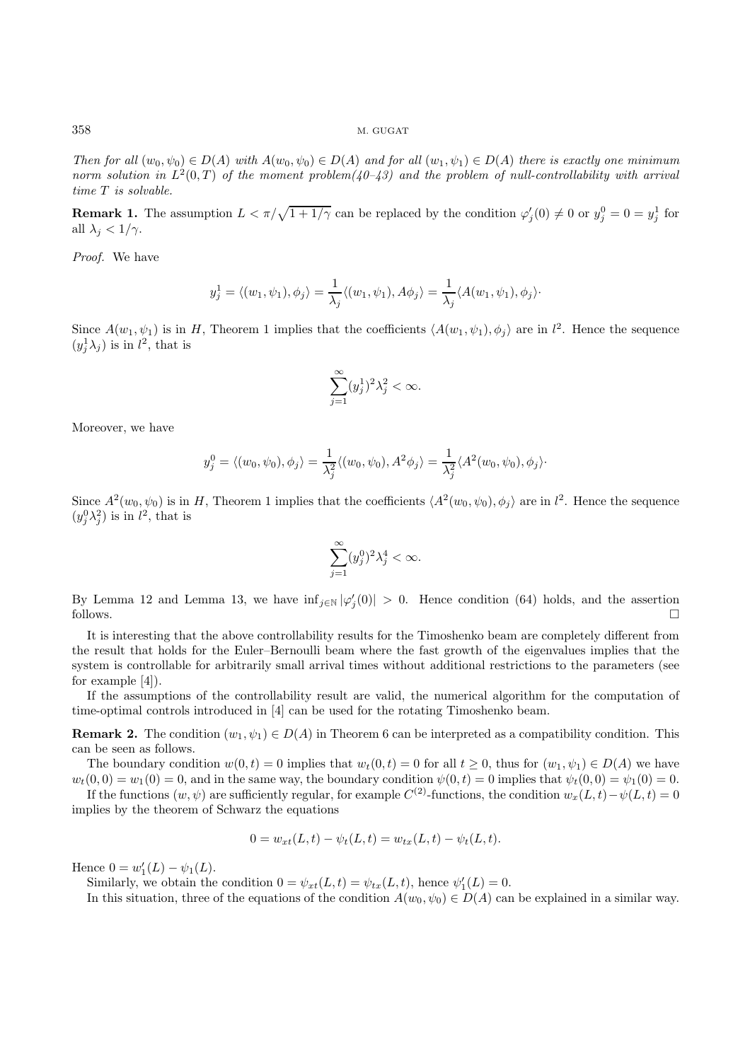*Then for all $(w_0, \psi_0) \in D(A)$ with $A(w_0, \psi_0) \in D(A)$ and for all $(w_1, \psi_1) \in D(A)$ there is exactly one minimum norm solution in $L^2(0,T)$ of the moment problem(40–43) and the problem of null-controllability with arrival time $T$ is solvable.*

**Remark 1.** The assumption $L < \pi/\sqrt{1 + 1/\gamma}$ can be replaced by the condition $\varphi_j'(0) \neq 0$ or $y_j^0 = 0 = y_j^1$ for all $\lambda_j < 1/\gamma$.

*Proof.* We have

$$y_j^1 = \langle (w_1, \psi_1), \phi_j \rangle = \frac{1}{\lambda_j} \langle (w_1, \psi_1), A\phi_j \rangle = \frac{1}{\lambda_j} \langle A(w_1, \psi_1), \phi_j \rangle \cdot$$

Since $A(w_1, \psi_1)$ is in $H$, Theorem 1 implies that the coefficients $\langle A(w_1, \psi_1), \phi_j \rangle$ are in $l^2$. Hence the sequence $(y_j^1 \lambda_j)$ is in $l^2$, that is

$$\sum_{j=1}^{\infty} (y_j^1)^2 \lambda_j^2 < \infty.$$

Moreover, we have

$$y_j^0 = \langle (w_0, \psi_0), \phi_j \rangle = \frac{1}{\lambda_j^2} \langle (w_0, \psi_0), A^2 \phi_j \rangle = \frac{1}{\lambda_j^2} \langle A^2(w_0, \psi_0), \phi_j \rangle \cdot$$

Since $A^2(w_0, \psi_0)$ is in $H$, Theorem 1 implies that the coefficients $\langle A^2(w_0, \psi_0), \phi_j \rangle$ are in $l^2$. Hence the sequence $(y_j^0 \lambda_j^2)$ is in $l^2$, that is

$$\sum_{j=1}^{\infty} (y_j^0)^2 \lambda_j^4 < \infty.$$

By Lemma 12 and Lemma 13, we have $\inf_{j \in \mathbb{N}} |\varphi_j'(0)| > 0$. Hence condition (64) holds, and the assertion follows. $\square$

It is interesting that the above controllability results for the Timoshenko beam are completely different from the result that holds for the Euler–Bernoulli beam where the fast growth of the eigenvalues implies that the system is controllable for arbitrarily small arrival times without additional restrictions to the parameters (see for example [4]).

If the assumptions of the controllability result are valid, the numerical algorithm for the computation of time-optimal controls introduced in [4] can be used for the rotating Timoshenko beam.

**Remark 2.** The condition $(w_1, \psi_1) \in D(A)$ in Theorem 6 can be interpreted as a compatibility condition. This can be seen as follows.

The boundary condition $w(0,t) = 0$ implies that $w_t(0,t) = 0$ for all $t \geq 0$, thus for $(w_1, \psi_1) \in D(A)$ we have $w_t(0,0) = w_1(0) = 0$, and in the same way, the boundary condition $\psi(0,t) = 0$ implies that $\psi_t(0,0) = \psi_1(0) = 0$.

If the functions $(w, \psi)$ are sufficiently regular, for example $C^{(2)}$-functions, the condition $w_x(L,t) - \psi(L,t) = 0$ implies by the theorem of Schwarz the equations

$$0 = w_{xt}(L,t) - \psi_t(L,t) = w_{tx}(L,t) - \psi_t(L,t).$$

Hence $0 = w_1'(L) - \psi_1(L)$.

Similarly, we obtain the condition $0 = \psi_{xt}(L,t) = \psi_{tx}(L,t)$, hence $\psi_1'(L) = 0$.

In this situation, three of the equations of the condition $A(w_0, \psi_0) \in D(A)$ can be explained in a similar way.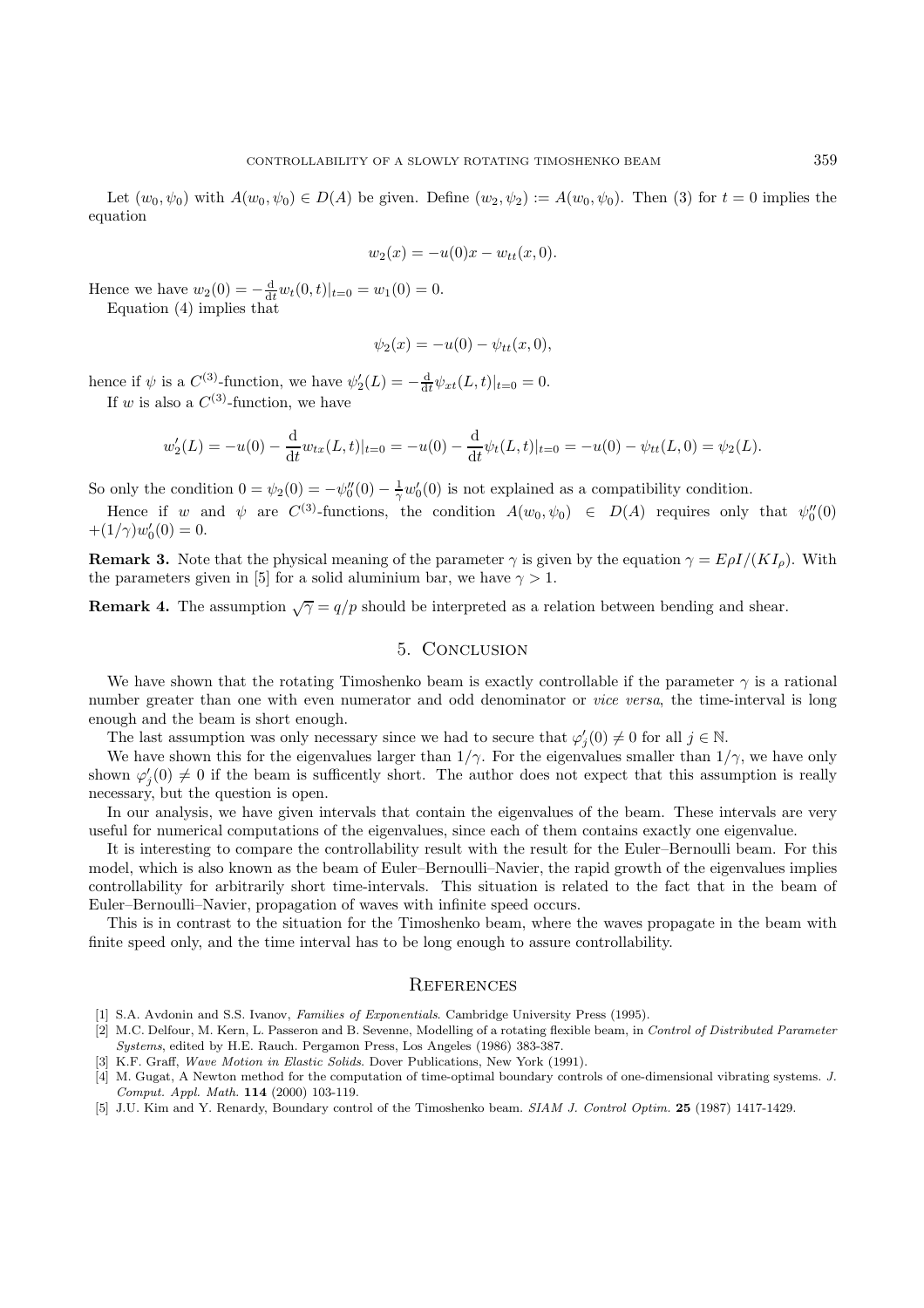Let $(w_0, \psi_0)$ with $A(w_0, \psi_0) \in D(A)$ be given. Define $(w_2, \psi_2) := A(w_0, \psi_0)$. Then (3) for $t = 0$ implies the equation

$$w_2(x) = -u(0)x - w_{tt}(x, 0).$$

Hence we have $w_2(0) = -\frac{\mathrm{d}}{\mathrm{d}t} w_t(0, t)|_{t=0} = w_1(0) = 0.$

Equation (4) implies that

$$\psi_2(x) = -u(0) - \psi_{tt}(x, 0),$$

hence if $\psi$ is a $C^{(3)}$-function, we have $\psi_2'(L) = -\frac{\mathrm{d}}{\mathrm{d}t} \psi_{xt}(L, t)|_{t=0} = 0.$

If $w$ is also a $C^{(3)}$-function, we have

$$w_2'(L) = -u(0) - \frac{\mathrm{d}}{\mathrm{d}t} w_{tx}(L, t)|_{t=0} = -u(0) - \frac{\mathrm{d}}{\mathrm{d}t} \psi_t(L, t)|_{t=0} = -u(0) - \psi_{tt}(L, 0) = \psi_2(L).$$

So only the condition $0 = \psi_2(0) = -\psi_0''(0) - \frac{1}{\gamma} w_0'(0)$ is not explained as a compatibility condition.

Hence if $w$ and $\psi$ are $C^{(3)}$-functions, the condition $A(w_0, \psi_0) \in D(A)$ requires only that $\psi_0''(0) + (1/\gamma) w_0'(0) = 0$.

**Remark 3.** Note that the physical meaning of the parameter $\gamma$ is given by the equation $\gamma = E\rho I/(KI_\rho)$. With the parameters given in [5] for a solid aluminium bar, we have $\gamma > 1$.

**Remark 4.** The assumption $\sqrt{\gamma} = q/p$ should be interpreted as a relation between bending and shear.

## 5. Conclusion

We have shown that the rotating Timoshenko beam is exactly controllable if the parameter $\gamma$ is a rational number greater than one with even numerator and odd denominator or *vice versa*, the time-interval is long enough and the beam is short enough.

The last assumption was only necessary since we had to secure that $\varphi_j'(0) \neq 0$ for all $j \in \mathbb{N}$.

We have shown this for the eigenvalues larger than $1/\gamma$. For the eigenvalues smaller than $1/\gamma$, we have only shown $\varphi_j'(0) \neq 0$ if the beam is sufficently short. The author does not expect that this assumption is really necessary, but the question is open.

In our analysis, we have given intervals that contain the eigenvalues of the beam. These intervals are very useful for numerical computations of the eigenvalues, since each of them contains exactly one eigenvalue.

It is interesting to compare the controllability result with the result for the Euler–Bernoulli beam. For this model, which is also known as the beam of Euler–Bernoulli–Navier, the rapid growth of the eigenvalues implies controllability for arbitrarily short time-intervals. This situation is related to the fact that in the beam of Euler–Bernoulli–Navier, propagation of waves with infinite speed occurs.

This is in contrast to the situation for the Timoshenko beam, where the waves propagate in the beam with finite speed only, and the time interval has to be long enough to assure controllability.

## References

[1] S.A. Avdonin and S.S. Ivanov, *Families of Exponentials*. Cambridge University Press (1995).

[2] M.C. Delfour, M. Kern, L. Passeron and B. Sevenne, Modelling of a rotating flexible beam, in *Control of Distributed Parameter Systems*, edited by H.E. Rauch. Pergamon Press, Los Angeles (1986) 383-387.

[3] K.F. Graff, *Wave Motion in Elastic Solids*. Dover Publications, New York (1991).

[4] M. Gugat, A Newton method for the computation of time-optimal boundary controls of one-dimensional vibrating systems. *J. Comput. Appl. Math.* **114** (2000) 103-119.

[5] J.U. Kim and Y. Renardy, Boundary control of the Timoshenko beam. *SIAM J. Control Optim.* **25** (1987) 1417-1429.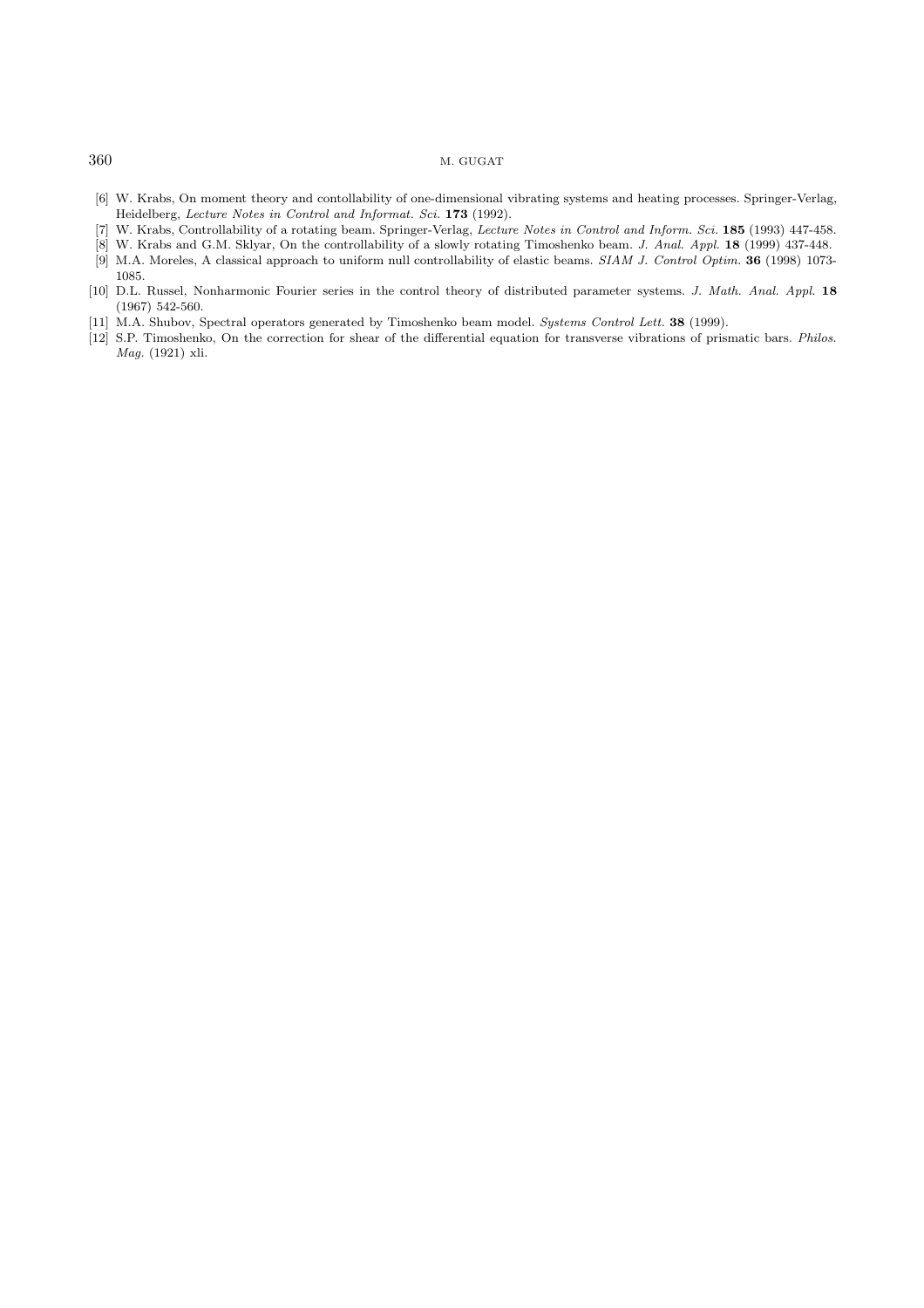[6] W. Krabs, On moment theory and contollability of one-dimensional vibrating systems and heating processes. Springer-Verlag, Heidelberg, *Lecture Notes in Control and Informat. Sci.* **173** (1992).

[7] W. Krabs, Controllability of a rotating beam. Springer-Verlag, *Lecture Notes in Control and Inform. Sci.* **185** (1993) 447-458.

[8] W. Krabs and G.M. Sklyar, On the controllability of a slowly rotating Timoshenko beam. *J. Anal. Appl.* **18** (1999) 437-448.

[9] M.A. Moreles, A classical approach to uniform null controllability of elastic beams. *SIAM J. Control Optim.* **36** (1998) 1073-1085.

[10] D.L. Russel, Nonharmonic Fourier series in the control theory of distributed parameter systems. *J. Math. Anal. Appl.* **18** (1967) 542-560.

[11] M.A. Shubov, Spectral operators generated by Timoshenko beam model. *Systems Control Lett.* **38** (1999).

[12] S.P. Timoshenko, On the correction for shear of the differential equation for transverse vibrations of prismatic bars. *Philos. Mag.* (1921) xli.